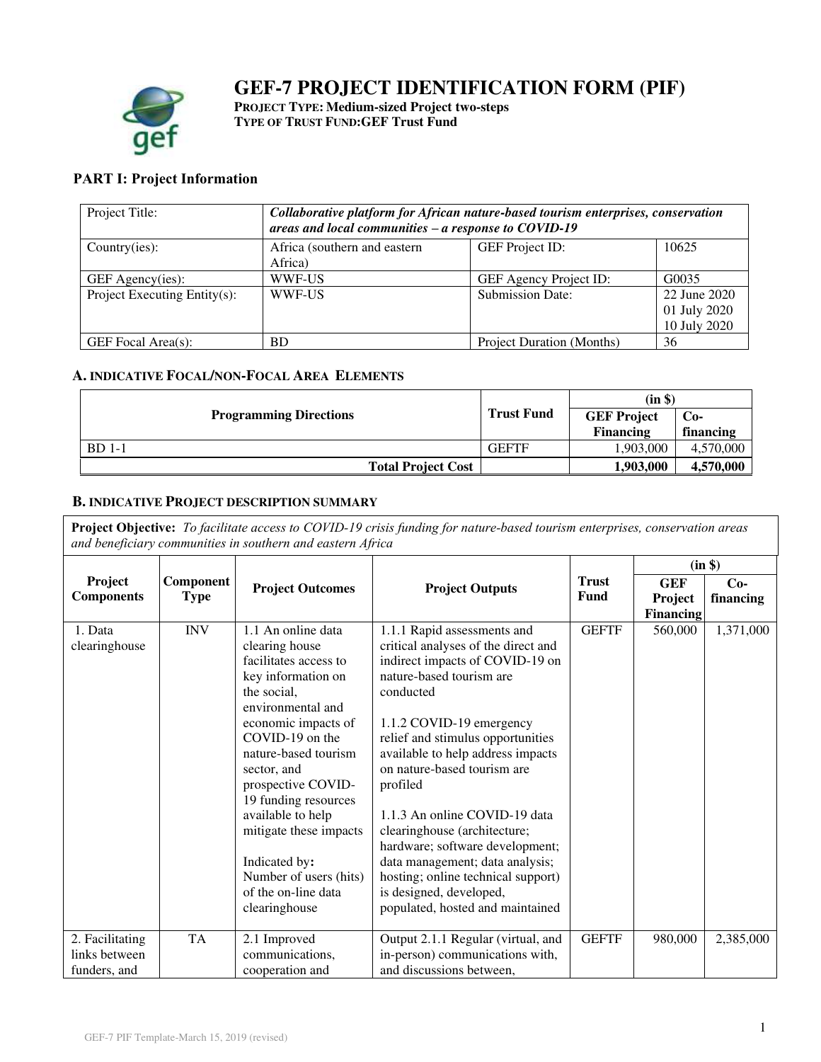# GEF-7 PROJECT IDENTIFICATION FORM (PIF)

**PROJECT TYPE: Medium-sized Project two-steps**
**TYPE OF TRUST FUND: GEF Trust Fund**

## PART I: Project Information

| Project Title: | ***Collaborative platform for African nature-based tourism enterprises, conservation areas and local communities – a response to COVID-19*** | | |
|---|---|---|---|
| Country(ies): | Africa (southern and eastern Africa) | GEF Project ID: | 10625 |
| GEF Agency(ies): | WWF-US | GEF Agency Project ID: | G0035 |
| Project Executing Entity(s): | WWF-US | Submission Date: | 22 June 2020<br>01 July 2020<br>10 July 2020 |
| GEF Focal Area(s): | BD | Project Duration (Months) | 36 |

### A. INDICATIVE FOCAL/NON-FOCAL AREA ELEMENTS

| Programming Directions | Trust Fund | (in $) | |
|---|---|---|---|
| | | GEF Project Financing | Co-financing |
| BD 1-1 | GEFTF | 1,903,000 | 4,570,000 |
| **Total Project Cost** | | **1,903,000** | **4,570,000** |

### B. INDICATIVE PROJECT DESCRIPTION SUMMARY

**Project Objective:** *To facilitate access to COVID-19 crisis funding for nature-based tourism enterprises, conservation areas and beneficiary communities in southern and eastern Africa*

| Project Components | Component Type | Project Outcomes | Project Outputs | Trust Fund | (in $) | |
|---|---|---|---|---|---|---|
| | | | | | GEF Project Financing | Co-financing |
| 1. Data clearinghouse | INV | 1.1 An online data clearing house facilitates access to key information on the social, environmental and economic impacts of COVID-19 on the nature-based tourism sector, and prospective COVID-19 funding resources available to help mitigate these impacts<br><br>Indicated by: Number of users (hits) of the on-line data clearinghouse | 1.1.1 Rapid assessments and critical analyses of the direct and indirect impacts of COVID-19 on nature-based tourism are conducted<br><br>1.1.2 COVID-19 emergency relief and stimulus opportunities available to help address impacts on nature-based tourism are profiled<br><br>1.1.3 An online COVID-19 data clearinghouse (architecture; hardware; software development; data management; data analysis; hosting; online technical support) is designed, developed, populated, hosted and maintained | GEFTF | 560,000 | 1,371,000 |
| 2. Facilitating links between funders, and | TA | 2.1 Improved communications, cooperation and | Output 2.1.1 Regular (virtual, and in-person) communications with, and discussions between, | GEFTF | 980,000 | 2,385,000 |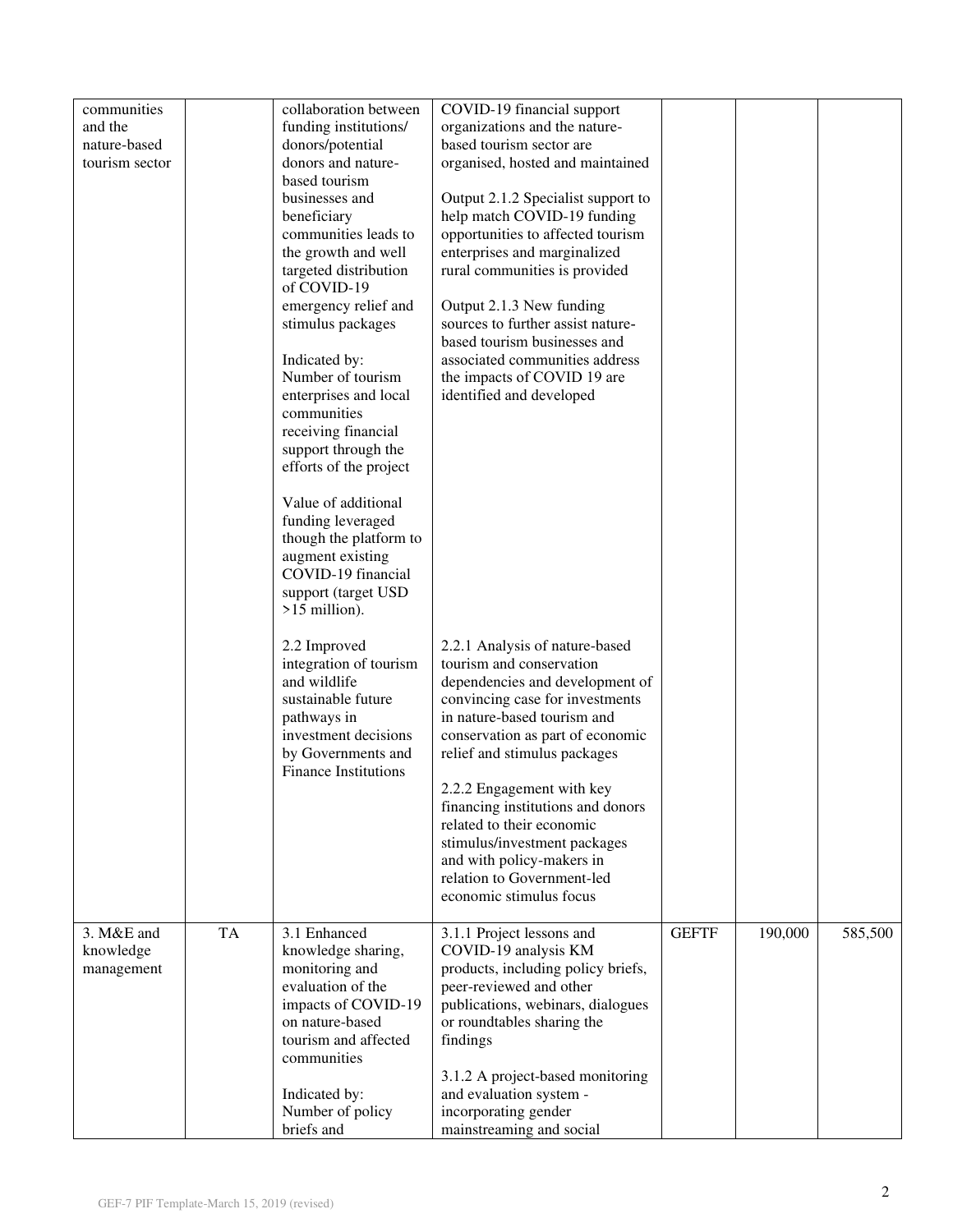| | | | | | | |
|---|---|---|---|---|---|---|
| communities and the nature-based tourism sector | | collaboration between funding institutions/ donors/potential donors and nature-based tourism businesses and beneficiary communities leads to the growth and well targeted distribution of COVID-19 emergency relief and stimulus packages<br><br>Indicated by:<br>Number of tourism enterprises and local communities receiving financial support through the efforts of the project<br><br>Value of additional funding leveraged though the platform to augment existing COVID-19 financial support (target USD >15 million).<br><br>2.2 Improved integration of tourism and wildlife sustainable future pathways in investment decisions by Governments and Finance Institutions | COVID-19 financial support organizations and the nature-based tourism sector are organised, hosted and maintained<br><br>Output 2.1.2 Specialist support to help match COVID-19 funding opportunities to affected tourism enterprises and marginalized rural communities is provided<br><br>Output 2.1.3 New funding sources to further assist nature-based tourism businesses and associated communities address the impacts of COVID 19 are identified and developed<br><br>2.2.1 Analysis of nature-based tourism and conservation dependencies and development of convincing case for investments in nature-based tourism and conservation as part of economic relief and stimulus packages<br><br>2.2.2 Engagement with key financing institutions and donors related to their economic stimulus/investment packages and with policy-makers in relation to Government-led economic stimulus focus | | | |
| 3. M&E and knowledge management | TA | 3.1 Enhanced knowledge sharing, monitoring and evaluation of the impacts of COVID-19 on nature-based tourism and affected communities<br><br>Indicated by:<br>Number of policy briefs and | 3.1.1 Project lessons and COVID-19 analysis KM products, including policy briefs, peer-reviewed and other publications, webinars, dialogues or roundtables sharing the findings<br><br>3.1.2 A project-based monitoring and evaluation system - incorporating gender mainstreaming and social | GEFTF | 190,000 | 585,500 |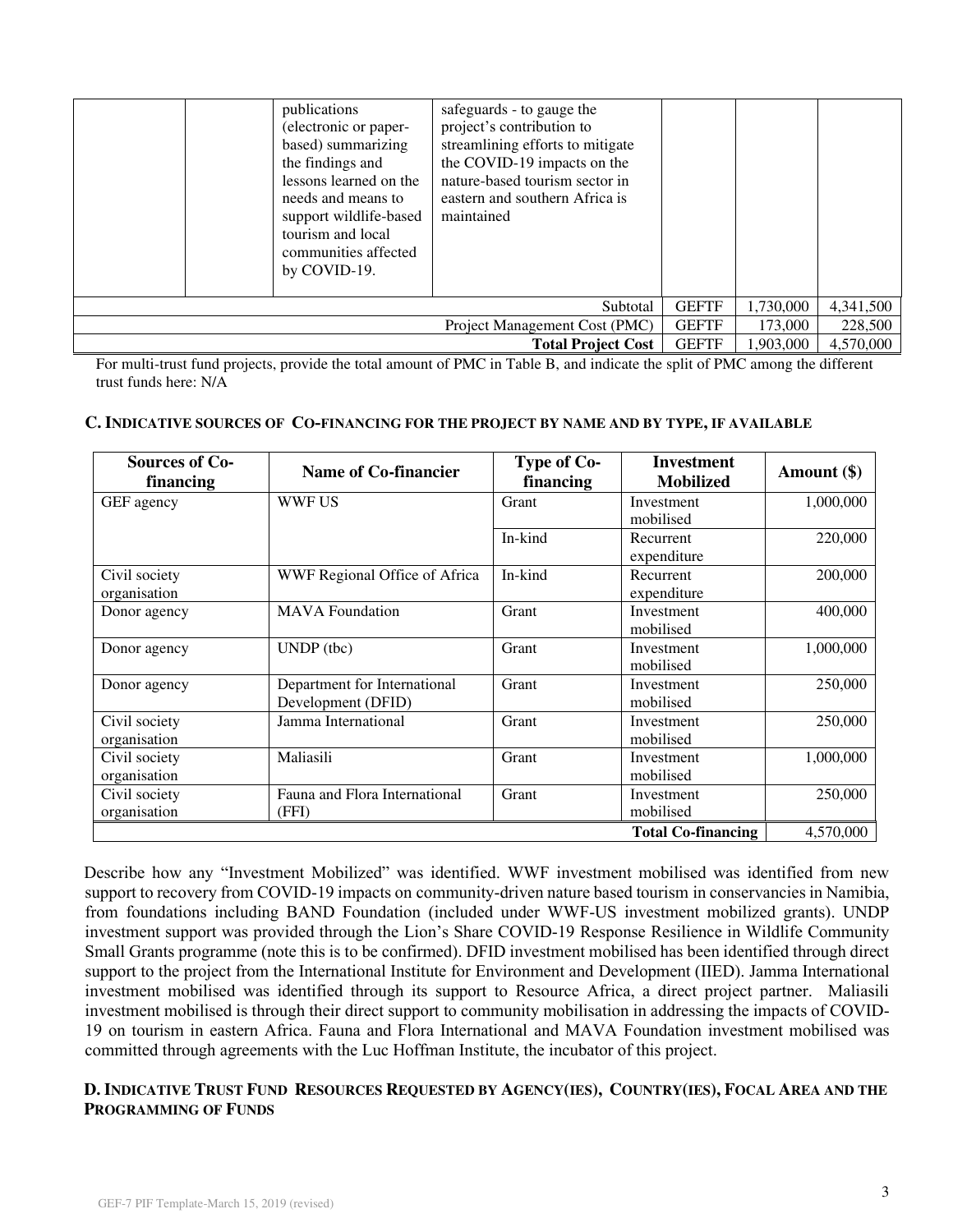|  |  | publications (electronic or paper-based) summarizing the findings and lessons learned on the needs and means to support wildlife-based tourism and local communities affected by COVID-19. | safeguards - to gauge the project's contribution to streamlining efforts to mitigate the COVID-19 impacts on the nature-based tourism sector in eastern and southern Africa is maintained |  |  |  |
|---|---|---|---|---|---|---|
|  |  |  | Subtotal | GEFTF | 1,730,000 | 4,341,500 |
|  |  |  | Project Management Cost (PMC) | GEFTF | 173,000 | 228,500 |
|  |  |  | **Total Project Cost** | GEFTF | 1,903,000 | 4,570,000 |

For multi-trust fund projects, provide the total amount of PMC in Table B, and indicate the split of PMC among the different trust funds here: N/A

### C. INDICATIVE SOURCES OF CO-FINANCING FOR THE PROJECT BY NAME AND BY TYPE, IF AVAILABLE

| Sources of Co-financing | Name of Co-financier | Type of Co-financing | Investment Mobilized | Amount ($) |
|---|---|---|---|---|
| GEF agency | WWF US | Grant | Investment mobilised | 1,000,000 |
|  |  | In-kind | Recurrent expenditure | 220,000 |
| Civil society organisation | WWF Regional Office of Africa | In-kind | Recurrent expenditure | 200,000 |
| Donor agency | MAVA Foundation | Grant | Investment mobilised | 400,000 |
| Donor agency | UNDP (tbc) | Grant | Investment mobilised | 1,000,000 |
| Donor agency | Department for International Development (DFID) | Grant | Investment mobilised | 250,000 |
| Civil society organisation | Jamma International | Grant | Investment mobilised | 250,000 |
| Civil society organisation | Maliasili | Grant | Investment mobilised | 1,000,000 |
| Civil society organisation | Fauna and Flora International (FFI) | Grant | Investment mobilised | 250,000 |
|  |  |  | **Total Co-financing** | 4,570,000 |

Describe how any "Investment Mobilized" was identified. WWF investment mobilised was identified from new support to recovery from COVID-19 impacts on community-driven nature based tourism in conservancies in Namibia, from foundations including BAND Foundation (included under WWF-US investment mobilized grants). UNDP investment support was provided through the Lion's Share COVID-19 Response Resilience in Wildlife Community Small Grants programme (note this is to be confirmed). DFID investment mobilised has been identified through direct support to the project from the International Institute for Environment and Development (IIED). Jamma International investment mobilised was identified through its support to Resource Africa, a direct project partner. Maliasili investment mobilised is through their direct support to community mobilisation in addressing the impacts of COVID-19 on tourism in eastern Africa. Fauna and Flora International and MAVA Foundation investment mobilised was committed through agreements with the Luc Hoffman Institute, the incubator of this project.

### D. INDICATIVE TRUST FUND RESOURCES REQUESTED BY AGENCY(IES), COUNTRY(IES), FOCAL AREA AND THE PROGRAMMING OF FUNDS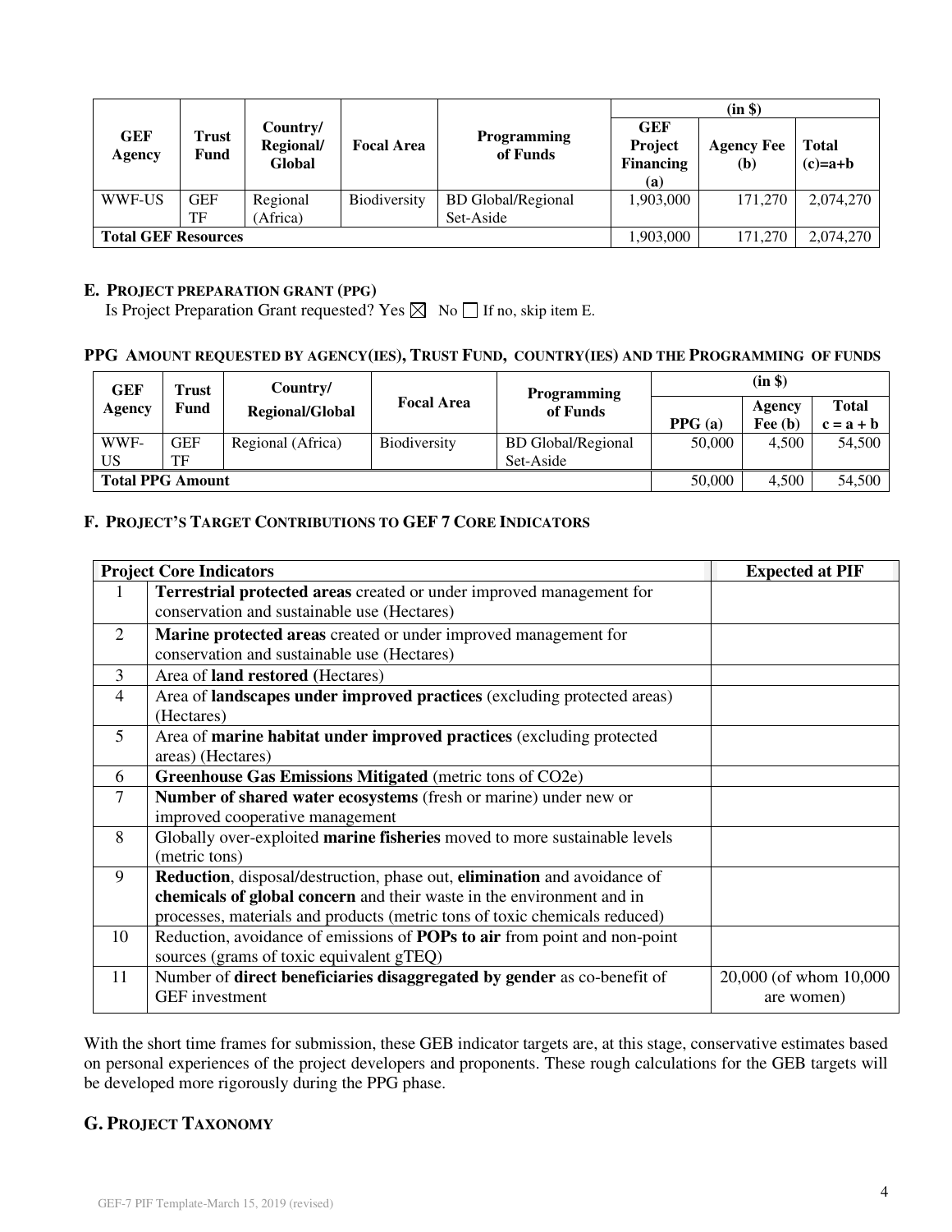| GEF Agency | Trust Fund | Country/ Regional/ Global | Focal Area | Programming of Funds | (in $) | | |
|---|---|---|---|---|---|---|---|
| | | | | | GEF Project Financing (a) | Agency Fee (b) | Total (c)=a+b |
| WWF-US | GEF TF | Regional (Africa) | Biodiversity | BD Global/Regional Set-Aside | 1,903,000 | 171,270 | 2,074,270 |
| **Total GEF Resources** | | | | | 1,903,000 | 171,270 | 2,074,270 |

### E. PROJECT PREPARATION GRANT (PPG)

Is Project Preparation Grant requested? Yes ☒ No ☐ If no, skip item E.

### PPG AMOUNT REQUESTED BY AGENCY(IES), TRUST FUND, COUNTRY(IES) AND THE PROGRAMMING OF FUNDS

| GEF Agency | Trust Fund | Country/ Regional/Global | Focal Area | Programming of Funds | (in $) | | |
|---|---|---|---|---|---|---|---|
| | | | | | PPG (a) | Agency Fee (b) | Total c = a + b |
| WWF-US | GEF TF | Regional (Africa) | Biodiversity | BD Global/Regional Set-Aside | 50,000 | 4,500 | 54,500 |
| **Total PPG Amount** | | | | | 50,000 | 4,500 | 54,500 |

### F. PROJECT'S TARGET CONTRIBUTIONS TO GEF 7 CORE INDICATORS

| | Project Core Indicators | Expected at PIF |
|---|---|---|
| 1 | **Terrestrial protected areas** created or under improved management for conservation and sustainable use (Hectares) | |
| 2 | **Marine protected areas** created or under improved management for conservation and sustainable use (Hectares) | |
| 3 | Area of **land restored** (Hectares) | |
| 4 | Area of **landscapes under improved practices** (excluding protected areas) (Hectares) | |
| 5 | Area of **marine habitat under improved practices** (excluding protected areas) (Hectares) | |
| 6 | **Greenhouse Gas Emissions Mitigated** (metric tons of CO2e) | |
| 7 | **Number of shared water ecosystems** (fresh or marine) under new or improved cooperative management | |
| 8 | Globally over-exploited **marine fisheries** moved to more sustainable levels (metric tons) | |
| 9 | **Reduction**, disposal/destruction, phase out, **elimination** and avoidance of **chemicals of global concern** and their waste in the environment and in processes, materials and products (metric tons of toxic chemicals reduced) | |
| 10 | Reduction, avoidance of emissions of **POPs to air** from point and non-point sources (grams of toxic equivalent gTEQ) | |
| 11 | Number of **direct beneficiaries disaggregated by gender** as co-benefit of GEF investment | 20,000 (of whom 10,000 are women) |

With the short time frames for submission, these GEB indicator targets are, at this stage, conservative estimates based on personal experiences of the project developers and proponents. These rough calculations for the GEB targets will be developed more rigorously during the PPG phase.

### G. PROJECT TAXONOMY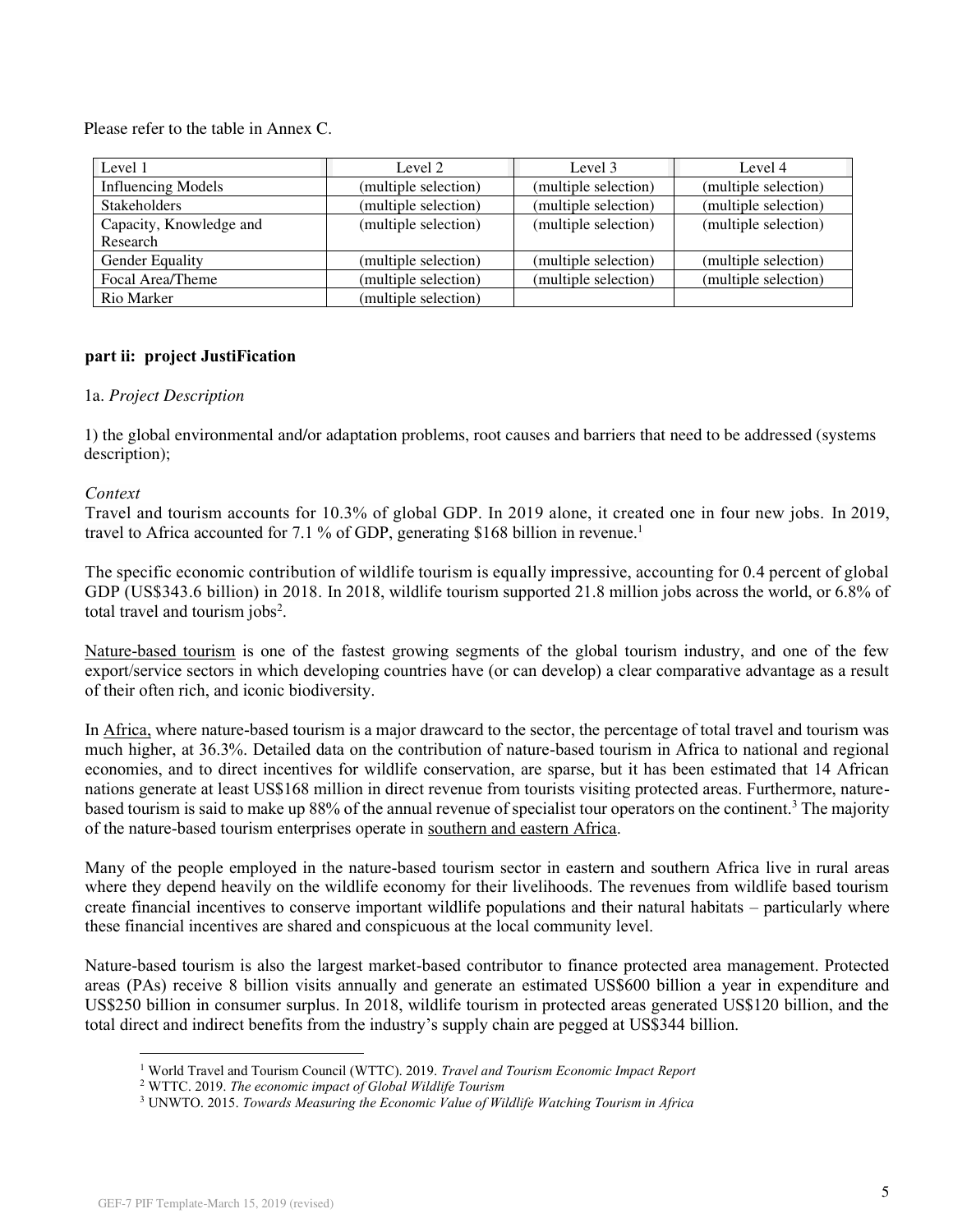Please refer to the table in Annex C.

| Level 1 | Level 2 | Level 3 | Level 4 |
|---|---|---|---|
| Influencing Models | (multiple selection) | (multiple selection) | (multiple selection) |
| Stakeholders | (multiple selection) | (multiple selection) | (multiple selection) |
| Capacity, Knowledge and Research | (multiple selection) | (multiple selection) | (multiple selection) |
| Gender Equality | (multiple selection) | (multiple selection) | (multiple selection) |
| Focal Area/Theme | (multiple selection) | (multiple selection) | (multiple selection) |
| Rio Marker | (multiple selection) | | |

**part ii: project JustiFication**

1a. *Project Description*

1) the global environmental and/or adaptation problems, root causes and barriers that need to be addressed (systems description);

*Context*

Travel and tourism accounts for 10.3% of global GDP. In 2019 alone, it created one in four new jobs. In 2019, travel to Africa accounted for 7.1 % of GDP, generating $168 billion in revenue.[1]

The specific economic contribution of wildlife tourism is equally impressive, accounting for 0.4 percent of global GDP (US$343.6 billion) in 2018. In 2018, wildlife tourism supported 21.8 million jobs across the world, or 6.8% of total travel and tourism jobs[2].

Nature-based tourism is one of the fastest growing segments of the global tourism industry, and one of the few export/service sectors in which developing countries have (or can develop) a clear comparative advantage as a result of their often rich, and iconic biodiversity.

In Africa, where nature-based tourism is a major drawcard to the sector, the percentage of total travel and tourism was much higher, at 36.3%. Detailed data on the contribution of nature-based tourism in Africa to national and regional economies, and to direct incentives for wildlife conservation, are sparse, but it has been estimated that 14 African nations generate at least US$168 million in direct revenue from tourists visiting protected areas. Furthermore, nature-based tourism is said to make up 88% of the annual revenue of specialist tour operators on the continent.[3] The majority of the nature-based tourism enterprises operate in southern and eastern Africa.

Many of the people employed in the nature-based tourism sector in eastern and southern Africa live in rural areas where they depend heavily on the wildlife economy for their livelihoods. The revenues from wildlife based tourism create financial incentives to conserve important wildlife populations and their natural habitats – particularly where these financial incentives are shared and conspicuous at the local community level.

Nature-based tourism is also the largest market-based contributor to finance protected area management. Protected areas (PAs) receive 8 billion visits annually and generate an estimated US$600 billion a year in expenditure and US$250 billion in consumer surplus. In 2018, wildlife tourism in protected areas generated US$120 billion, and the total direct and indirect benefits from the industry's supply chain are pegged at US$344 billion.

---

[1] World Travel and Tourism Council (WTTC). 2019. *Travel and Tourism Economic Impact Report*

[2] WTTC. 2019. *The economic impact of Global Wildlife Tourism*

[3] UNWTO. 2015. *Towards Measuring the Economic Value of Wildlife Watching Tourism in Africa*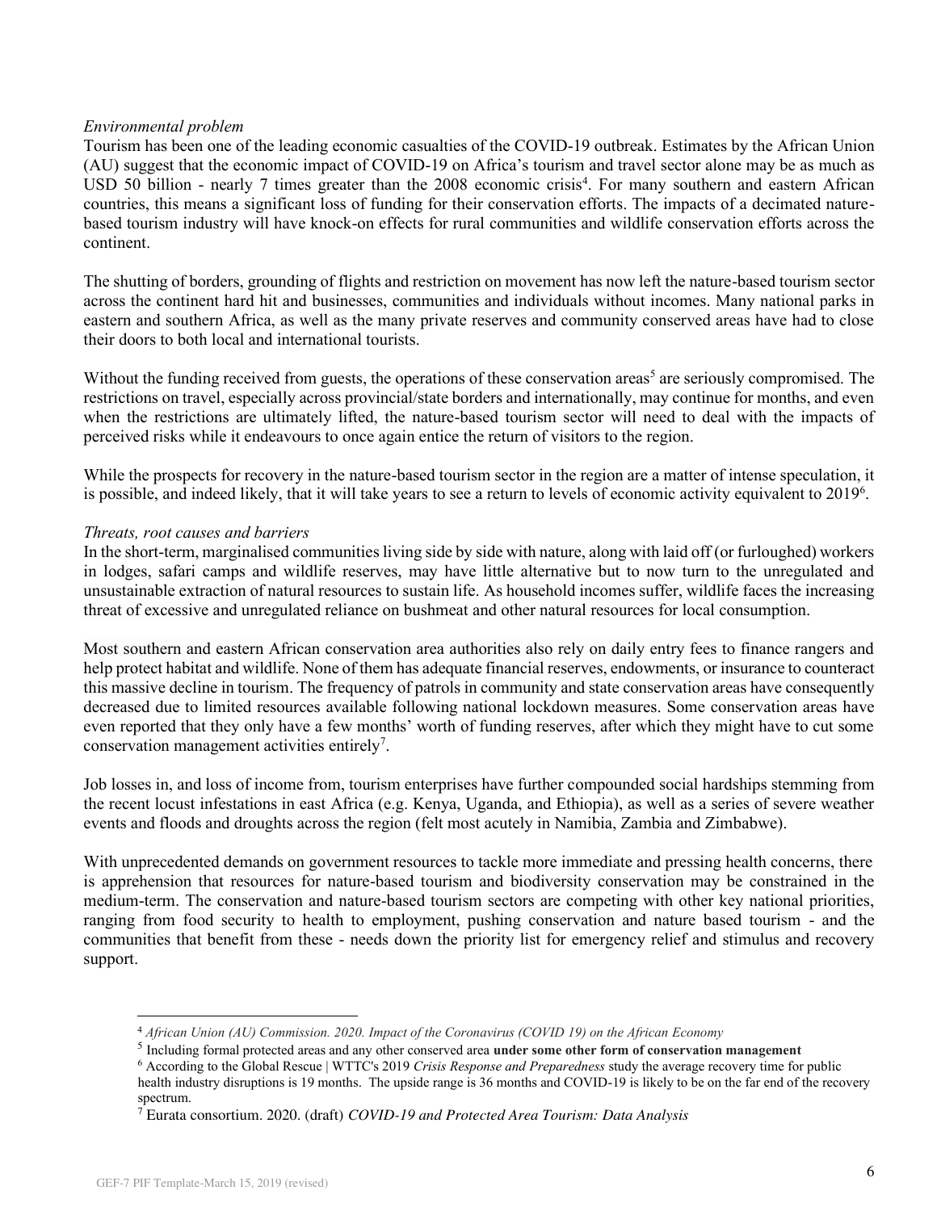*Environmental problem*

Tourism has been one of the leading economic casualties of the COVID-19 outbreak. Estimates by the African Union (AU) suggest that the economic impact of COVID-19 on Africa's tourism and travel sector alone may be as much as USD 50 billion - nearly 7 times greater than the 2008 economic crisis[4]. For many southern and eastern African countries, this means a significant loss of funding for their conservation efforts. The impacts of a decimated nature-based tourism industry will have knock-on effects for rural communities and wildlife conservation efforts across the continent.

The shutting of borders, grounding of flights and restriction on movement has now left the nature-based tourism sector across the continent hard hit and businesses, communities and individuals without incomes. Many national parks in eastern and southern Africa, as well as the many private reserves and community conserved areas have had to close their doors to both local and international tourists.

Without the funding received from guests, the operations of these conservation areas[5] are seriously compromised. The restrictions on travel, especially across provincial/state borders and internationally, may continue for months, and even when the restrictions are ultimately lifted, the nature-based tourism sector will need to deal with the impacts of perceived risks while it endeavours to once again entice the return of visitors to the region.

While the prospects for recovery in the nature-based tourism sector in the region are a matter of intense speculation, it is possible, and indeed likely, that it will take years to see a return to levels of economic activity equivalent to 2019[6].

*Threats, root causes and barriers*

In the short-term, marginalised communities living side by side with nature, along with laid off (or furloughed) workers in lodges, safari camps and wildlife reserves, may have little alternative but to now turn to the unregulated and unsustainable extraction of natural resources to sustain life. As household incomes suffer, wildlife faces the increasing threat of excessive and unregulated reliance on bushmeat and other natural resources for local consumption.

Most southern and eastern African conservation area authorities also rely on daily entry fees to finance rangers and help protect habitat and wildlife. None of them has adequate financial reserves, endowments, or insurance to counteract this massive decline in tourism. The frequency of patrols in community and state conservation areas have consequently decreased due to limited resources available following national lockdown measures. Some conservation areas have even reported that they only have a few months' worth of funding reserves, after which they might have to cut some conservation management activities entirely[7].

Job losses in, and loss of income from, tourism enterprises have further compounded social hardships stemming from the recent locust infestations in east Africa (e.g. Kenya, Uganda, and Ethiopia), as well as a series of severe weather events and floods and droughts across the region (felt most acutely in Namibia, Zambia and Zimbabwe).

With unprecedented demands on government resources to tackle more immediate and pressing health concerns, there is apprehension that resources for nature-based tourism and biodiversity conservation may be constrained in the medium-term. The conservation and nature-based tourism sectors are competing with other key national priorities, ranging from food security to health to employment, pushing conservation and nature based tourism - and the communities that benefit from these - needs down the priority list for emergency relief and stimulus and recovery support.

---

[4] *African Union (AU) Commission. 2020. Impact of the Coronavirus (COVID 19) on the African Economy*

[5] Including formal protected areas and any other conserved area **under some other form of conservation management**

[6] According to the Global Rescue | WTTC's 2019 *Crisis Response and Preparedness* study the average recovery time for public health industry disruptions is 19 months. The upside range is 36 months and COVID-19 is likely to be on the far end of the recovery spectrum.

[7] Eurata consortium. 2020. (draft) *COVID-19 and Protected Area Tourism: Data Analysis*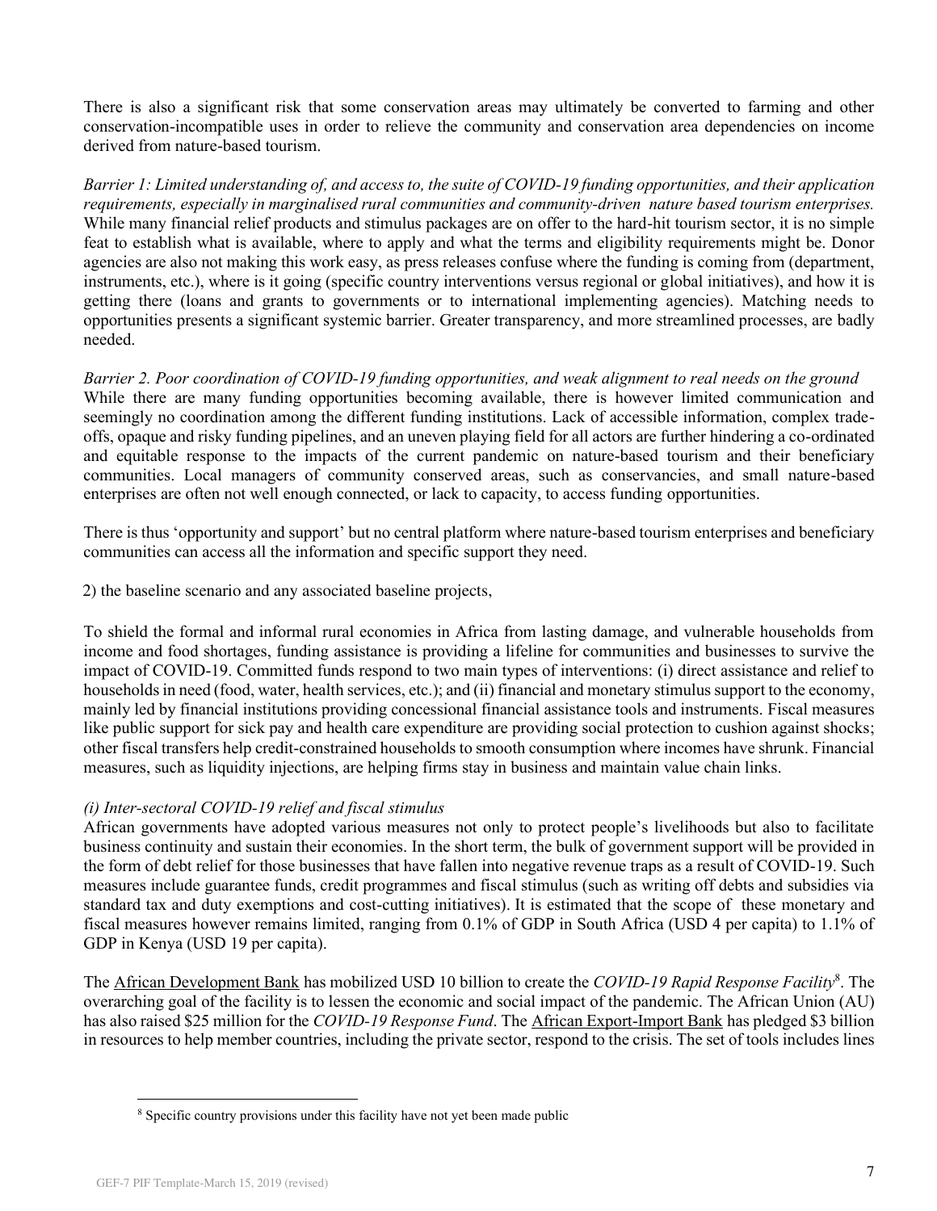There is also a significant risk that some conservation areas may ultimately be converted to farming and other conservation-incompatible uses in order to relieve the community and conservation area dependencies on income derived from nature-based tourism.

*Barrier 1: Limited understanding of, and access to, the suite of COVID-19 funding opportunities, and their application requirements, especially in marginalised rural communities and community-driven nature based tourism enterprises.* While many financial relief products and stimulus packages are on offer to the hard-hit tourism sector, it is no simple feat to establish what is available, where to apply and what the terms and eligibility requirements might be. Donor agencies are also not making this work easy, as press releases confuse where the funding is coming from (department, instruments, etc.), where is it going (specific country interventions versus regional or global initiatives), and how it is getting there (loans and grants to governments or to international implementing agencies). Matching needs to opportunities presents a significant systemic barrier. Greater transparency, and more streamlined processes, are badly needed.

*Barrier 2. Poor coordination of COVID-19 funding opportunities, and weak alignment to real needs on the ground*
While there are many funding opportunities becoming available, there is however limited communication and seemingly no coordination among the different funding institutions. Lack of accessible information, complex trade-offs, opaque and risky funding pipelines, and an uneven playing field for all actors are further hindering a co-ordinated and equitable response to the impacts of the current pandemic on nature-based tourism and their beneficiary communities. Local managers of community conserved areas, such as conservancies, and small nature-based enterprises are often not well enough connected, or lack to capacity, to access funding opportunities.

There is thus 'opportunity and support' but no central platform where nature-based tourism enterprises and beneficiary communities can access all the information and specific support they need.

2) the baseline scenario and any associated baseline projects,

To shield the formal and informal rural economies in Africa from lasting damage, and vulnerable households from income and food shortages, funding assistance is providing a lifeline for communities and businesses to survive the impact of COVID-19. Committed funds respond to two main types of interventions: (i) direct assistance and relief to households in need (food, water, health services, etc.); and (ii) financial and monetary stimulus support to the economy, mainly led by financial institutions providing concessional financial assistance tools and instruments. Fiscal measures like public support for sick pay and health care expenditure are providing social protection to cushion against shocks; other fiscal transfers help credit-constrained households to smooth consumption where incomes have shrunk. Financial measures, such as liquidity injections, are helping firms stay in business and maintain value chain links.

*(i) Inter-sectoral COVID-19 relief and fiscal stimulus*
African governments have adopted various measures not only to protect people's livelihoods but also to facilitate business continuity and sustain their economies. In the short term, the bulk of government support will be provided in the form of debt relief for those businesses that have fallen into negative revenue traps as a result of COVID-19. Such measures include guarantee funds, credit programmes and fiscal stimulus (such as writing off debts and subsidies via standard tax and duty exemptions and cost-cutting initiatives). It is estimated that the scope of these monetary and fiscal measures however remains limited, ranging from 0.1% of GDP in South Africa (USD 4 per capita) to 1.1% of GDP in Kenya (USD 19 per capita).

The African Development Bank has mobilized USD 10 billion to create the *COVID-19 Rapid Response Facility*[8]. The overarching goal of the facility is to lessen the economic and social impact of the pandemic. The African Union (AU) has also raised $25 million for the *COVID-19 Response Fund*. The African Export-Import Bank has pledged $3 billion in resources to help member countries, including the private sector, respond to the crisis. The set of tools includes lines

[8] Specific country provisions under this facility have not yet been made public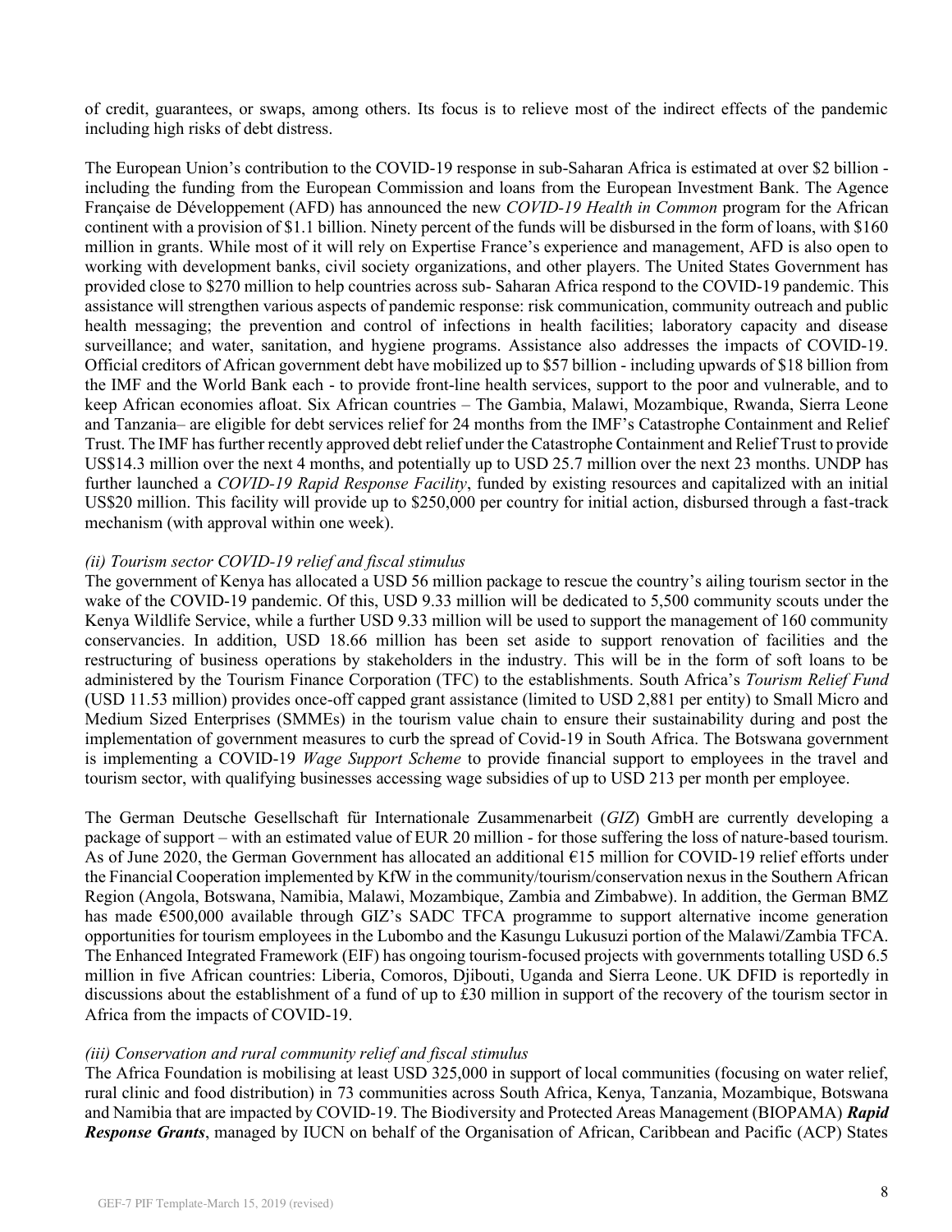of credit, guarantees, or swaps, among others. Its focus is to relieve most of the indirect effects of the pandemic including high risks of debt distress.

The European Union's contribution to the COVID-19 response in sub-Saharan Africa is estimated at over $2 billion - including the funding from the European Commission and loans from the European Investment Bank. The Agence Française de Développement (AFD) has announced the new *COVID-19 Health in Common* program for the African continent with a provision of $1.1 billion. Ninety percent of the funds will be disbursed in the form of loans, with $160 million in grants. While most of it will rely on Expertise France's experience and management, AFD is also open to working with development banks, civil society organizations, and other players. The United States Government has provided close to $270 million to help countries across sub- Saharan Africa respond to the COVID-19 pandemic. This assistance will strengthen various aspects of pandemic response: risk communication, community outreach and public health messaging; the prevention and control of infections in health facilities; laboratory capacity and disease surveillance; and water, sanitation, and hygiene programs. Assistance also addresses the impacts of COVID-19. Official creditors of African government debt have mobilized up to $57 billion - including upwards of $18 billion from the IMF and the World Bank each - to provide front-line health services, support to the poor and vulnerable, and to keep African economies afloat. Six African countries – The Gambia, Malawi, Mozambique, Rwanda, Sierra Leone and Tanzania– are eligible for debt services relief for 24 months from the IMF's Catastrophe Containment and Relief Trust. The IMF has further recently approved debt relief under the Catastrophe Containment and Relief Trust to provide US$14.3 million over the next 4 months, and potentially up to USD 25.7 million over the next 23 months. UNDP has further launched a *COVID-19 Rapid Response Facility*, funded by existing resources and capitalized with an initial US$20 million. This facility will provide up to $250,000 per country for initial action, disbursed through a fast-track mechanism (with approval within one week).

*(ii) Tourism sector COVID-19 relief and fiscal stimulus*

The government of Kenya has allocated a USD 56 million package to rescue the country's ailing tourism sector in the wake of the COVID-19 pandemic. Of this, USD 9.33 million will be dedicated to 5,500 community scouts under the Kenya Wildlife Service, while a further USD 9.33 million will be used to support the management of 160 community conservancies. In addition, USD 18.66 million has been set aside to support renovation of facilities and the restructuring of business operations by stakeholders in the industry. This will be in the form of soft loans to be administered by the Tourism Finance Corporation (TFC) to the establishments. South Africa's *Tourism Relief Fund* (USD 11.53 million) provides once-off capped grant assistance (limited to USD 2,881 per entity) to Small Micro and Medium Sized Enterprises (SMMEs) in the tourism value chain to ensure their sustainability during and post the implementation of government measures to curb the spread of Covid-19 in South Africa. The Botswana government is implementing a COVID-19 *Wage Support Scheme* to provide financial support to employees in the travel and tourism sector, with qualifying businesses accessing wage subsidies of up to USD 213 per month per employee.

The German Deutsche Gesellschaft für Internationale Zusammenarbeit (*GIZ*) GmbH are currently developing a package of support – with an estimated value of EUR 20 million - for those suffering the loss of nature-based tourism. As of June 2020, the German Government has allocated an additional €15 million for COVID-19 relief efforts under the Financial Cooperation implemented by KfW in the community/tourism/conservation nexus in the Southern African Region (Angola, Botswana, Namibia, Malawi, Mozambique, Zambia and Zimbabwe). In addition, the German BMZ has made €500,000 available through GIZ's SADC TFCA programme to support alternative income generation opportunities for tourism employees in the Lubombo and the Kasungu Lukusuzi portion of the Malawi/Zambia TFCA. The Enhanced Integrated Framework (EIF) has ongoing tourism-focused projects with governments totalling USD 6.5 million in five African countries: Liberia, Comoros, Djibouti, Uganda and Sierra Leone. UK DFID is reportedly in discussions about the establishment of a fund of up to £30 million in support of the recovery of the tourism sector in Africa from the impacts of COVID-19.

*(iii) Conservation and rural community relief and fiscal stimulus*

The Africa Foundation is mobilising at least USD 325,000 in support of local communities (focusing on water relief, rural clinic and food distribution) in 73 communities across South Africa, Kenya, Tanzania, Mozambique, Botswana and Namibia that are impacted by COVID-19. The Biodiversity and Protected Areas Management (BIOPAMA) ***Rapid Response Grants***, managed by IUCN on behalf of the Organisation of African, Caribbean and Pacific (ACP) States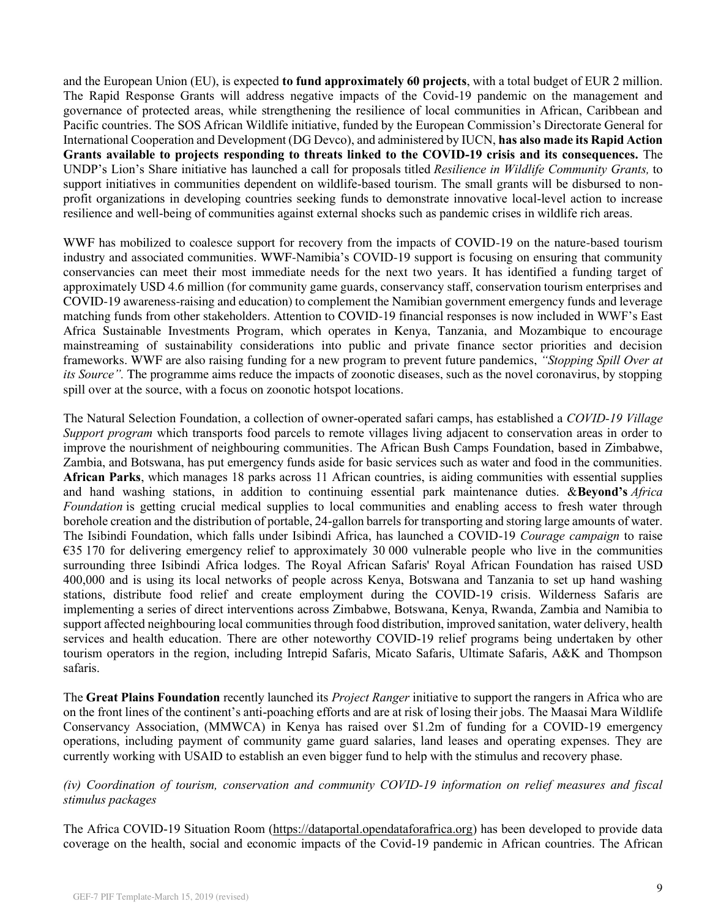and the European Union (EU), is expected **to fund approximately 60 projects**, with a total budget of EUR 2 million. The Rapid Response Grants will address negative impacts of the Covid-19 pandemic on the management and governance of protected areas, while strengthening the resilience of local communities in African, Caribbean and Pacific countries. The SOS African Wildlife initiative, funded by the European Commission's Directorate General for International Cooperation and Development (DG Devco), and administered by IUCN, **has also made its Rapid Action Grants available to projects responding to threats linked to the COVID-19 crisis and its consequences.** The UNDP's Lion's Share initiative has launched a call for proposals titled *Resilience in Wildlife Community Grants,* to support initiatives in communities dependent on wildlife-based tourism. The small grants will be disbursed to non-profit organizations in developing countries seeking funds to demonstrate innovative local-level action to increase resilience and well-being of communities against external shocks such as pandemic crises in wildlife rich areas.

WWF has mobilized to coalesce support for recovery from the impacts of COVID-19 on the nature-based tourism industry and associated communities. WWF-Namibia's COVID-19 support is focusing on ensuring that community conservancies can meet their most immediate needs for the next two years. It has identified a funding target of approximately USD 4.6 million (for community game guards, conservancy staff, conservation tourism enterprises and COVID-19 awareness-raising and education) to complement the Namibian government emergency funds and leverage matching funds from other stakeholders. Attention to COVID-19 financial responses is now included in WWF's East Africa Sustainable Investments Program, which operates in Kenya, Tanzania, and Mozambique to encourage mainstreaming of sustainability considerations into public and private finance sector priorities and decision frameworks. WWF are also raising funding for a new program to prevent future pandemics, *"Stopping Spill Over at its Source".* The programme aims reduce the impacts of zoonotic diseases, such as the novel coronavirus, by stopping spill over at the source, with a focus on zoonotic hotspot locations.

The Natural Selection Foundation, a collection of owner-operated safari camps, has established a *COVID-19 Village Support program* which transports food parcels to remote villages living adjacent to conservation areas in order to improve the nourishment of neighbouring communities. The African Bush Camps Foundation, based in Zimbabwe, Zambia, and Botswana, has put emergency funds aside for basic services such as water and food in the communities. **African Parks**, which manages 18 parks across 11 African countries, is aiding communities with essential supplies and hand washing stations, in addition to continuing essential park maintenance duties. &**Beyond's** *Africa Foundation* is getting crucial medical supplies to local communities and enabling access to fresh water through borehole creation and the distribution of portable, 24-gallon barrels for transporting and storing large amounts of water. The Isibindi Foundation, which falls under Isibindi Africa, has launched a COVID-19 *Courage campaign* to raise €35 170 for delivering emergency relief to approximately 30 000 vulnerable people who live in the communities surrounding three Isibindi Africa lodges. The Royal African Safaris' Royal African Foundation has raised USD 400,000 and is using its local networks of people across Kenya, Botswana and Tanzania to set up hand washing stations, distribute food relief and create employment during the COVID-19 crisis. Wilderness Safaris are implementing a series of direct interventions across Zimbabwe, Botswana, Kenya, Rwanda, Zambia and Namibia to support affected neighbouring local communities through food distribution, improved sanitation, water delivery, health services and health education. There are other noteworthy COVID-19 relief programs being undertaken by other tourism operators in the region, including Intrepid Safaris, Micato Safaris, Ultimate Safaris, A&K and Thompson safaris.

The **Great Plains Foundation** recently launched its *Project Ranger* initiative to support the rangers in Africa who are on the front lines of the continent's anti-poaching efforts and are at risk of losing their jobs. The Maasai Mara Wildlife Conservancy Association, (MMWCA) in Kenya has raised over $1.2m of funding for a COVID-19 emergency operations, including payment of community game guard salaries, land leases and operating expenses. They are currently working with USAID to establish an even bigger fund to help with the stimulus and recovery phase.

*(iv) Coordination of tourism, conservation and community COVID-19 information on relief measures and fiscal stimulus packages*

The Africa COVID-19 Situation Room (https://dataportal.opendataforafrica.org) has been developed to provide data coverage on the health, social and economic impacts of the Covid-19 pandemic in African countries. The African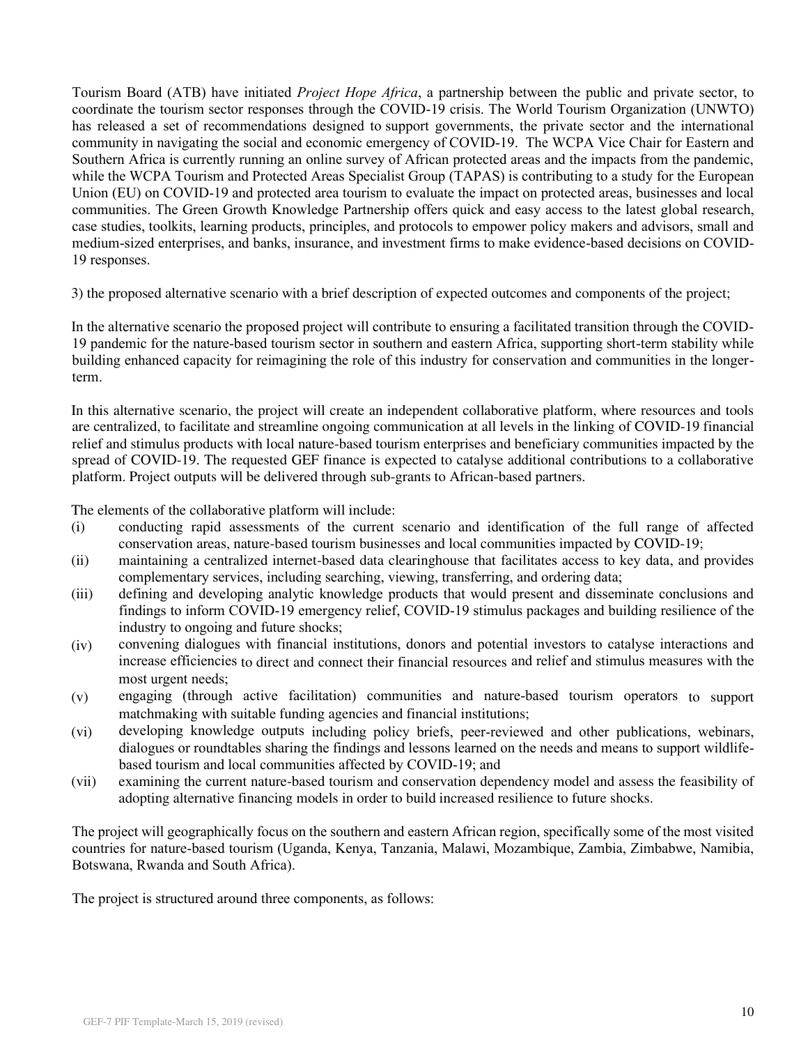Tourism Board (ATB) have initiated *Project Hope Africa*, a partnership between the public and private sector, to coordinate the tourism sector responses through the COVID-19 crisis. The World Tourism Organization (UNWTO) has released a set of recommendations designed to support governments, the private sector and the international community in navigating the social and economic emergency of COVID-19. The WCPA Vice Chair for Eastern and Southern Africa is currently running an online survey of African protected areas and the impacts from the pandemic, while the WCPA Tourism and Protected Areas Specialist Group (TAPAS) is contributing to a study for the European Union (EU) on COVID-19 and protected area tourism to evaluate the impact on protected areas, businesses and local communities. The Green Growth Knowledge Partnership offers quick and easy access to the latest global research, case studies, toolkits, learning products, principles, and protocols to empower policy makers and advisors, small and medium-sized enterprises, and banks, insurance, and investment firms to make evidence-based decisions on COVID-19 responses.

3) the proposed alternative scenario with a brief description of expected outcomes and components of the project;

In the alternative scenario the proposed project will contribute to ensuring a facilitated transition through the COVID-19 pandemic for the nature-based tourism sector in southern and eastern Africa, supporting short-term stability while building enhanced capacity for reimagining the role of this industry for conservation and communities in the longer-term.

In this alternative scenario, the project will create an independent collaborative platform, where resources and tools are centralized, to facilitate and streamline ongoing communication at all levels in the linking of COVID-19 financial relief and stimulus products with local nature-based tourism enterprises and beneficiary communities impacted by the spread of COVID-19. The requested GEF finance is expected to catalyse additional contributions to a collaborative platform. Project outputs will be delivered through sub-grants to African-based partners.

The elements of the collaborative platform will include:

(i) conducting rapid assessments of the current scenario and identification of the full range of affected conservation areas, nature-based tourism businesses and local communities impacted by COVID-19;
(ii) maintaining a centralized internet-based data clearinghouse that facilitates access to key data, and provides complementary services, including searching, viewing, transferring, and ordering data;
(iii) defining and developing analytic knowledge products that would present and disseminate conclusions and findings to inform COVID-19 emergency relief, COVID-19 stimulus packages and building resilience of the industry to ongoing and future shocks;
(iv) convening dialogues with financial institutions, donors and potential investors to catalyse interactions and increase efficiencies to direct and connect their financial resources and relief and stimulus measures with the most urgent needs;
(v) engaging (through active facilitation) communities and nature-based tourism operators to support matchmaking with suitable funding agencies and financial institutions;
(vi) developing knowledge outputs including policy briefs, peer-reviewed and other publications, webinars, dialogues or roundtables sharing the findings and lessons learned on the needs and means to support wildlife-based tourism and local communities affected by COVID-19; and
(vii) examining the current nature-based tourism and conservation dependency model and assess the feasibility of adopting alternative financing models in order to build increased resilience to future shocks.

The project will geographically focus on the southern and eastern African region, specifically some of the most visited countries for nature-based tourism (Uganda, Kenya, Tanzania, Malawi, Mozambique, Zambia, Zimbabwe, Namibia, Botswana, Rwanda and South Africa).

The project is structured around three components, as follows: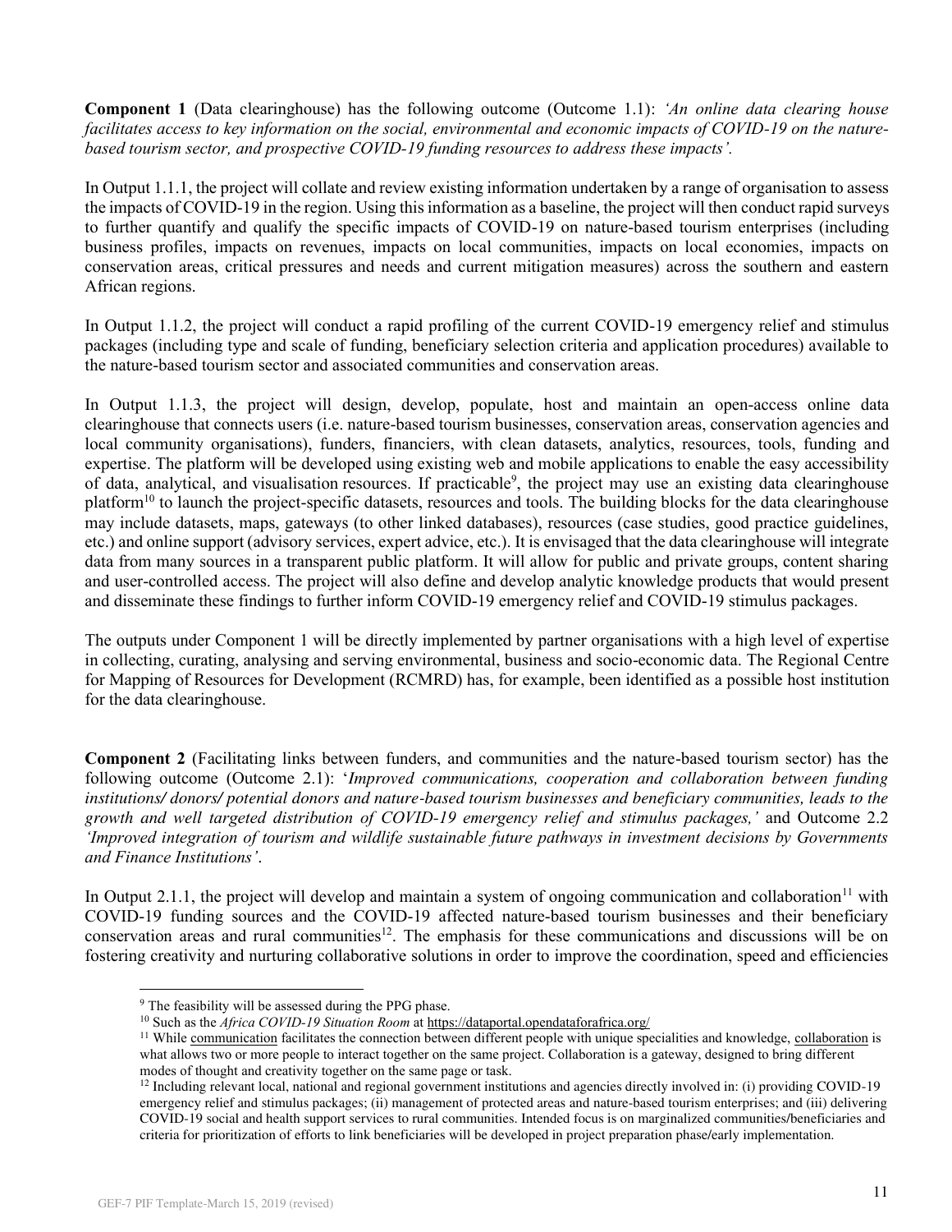**Component 1** (Data clearinghouse) has the following outcome (Outcome 1.1): *'An online data clearing house facilitates access to key information on the social, environmental and economic impacts of COVID-19 on the nature-based tourism sector, and prospective COVID-19 funding resources to address these impacts'.*

In Output 1.1.1, the project will collate and review existing information undertaken by a range of organisation to assess the impacts of COVID-19 in the region. Using this information as a baseline, the project will then conduct rapid surveys to further quantify and qualify the specific impacts of COVID-19 on nature-based tourism enterprises (including business profiles, impacts on revenues, impacts on local communities, impacts on local economies, impacts on conservation areas, critical pressures and needs and current mitigation measures) across the southern and eastern African regions.

In Output 1.1.2, the project will conduct a rapid profiling of the current COVID-19 emergency relief and stimulus packages (including type and scale of funding, beneficiary selection criteria and application procedures) available to the nature-based tourism sector and associated communities and conservation areas.

In Output 1.1.3, the project will design, develop, populate, host and maintain an open-access online data clearinghouse that connects users (i.e. nature-based tourism businesses, conservation areas, conservation agencies and local community organisations), funders, financiers, with clean datasets, analytics, resources, tools, funding and expertise. The platform will be developed using existing web and mobile applications to enable the easy accessibility of data, analytical, and visualisation resources. If practicable[9], the project may use an existing data clearinghouse platform[10] to launch the project-specific datasets, resources and tools. The building blocks for the data clearinghouse may include datasets, maps, gateways (to other linked databases), resources (case studies, good practice guidelines, etc.) and online support (advisory services, expert advice, etc.). It is envisaged that the data clearinghouse will integrate data from many sources in a transparent public platform. It will allow for public and private groups, content sharing and user-controlled access. The project will also define and develop analytic knowledge products that would present and disseminate these findings to further inform COVID-19 emergency relief and COVID-19 stimulus packages.

The outputs under Component 1 will be directly implemented by partner organisations with a high level of expertise in collecting, curating, analysing and serving environmental, business and socio-economic data. The Regional Centre for Mapping of Resources for Development (RCMRD) has, for example, been identified as a possible host institution for the data clearinghouse.

**Component 2** (Facilitating links between funders, and communities and the nature-based tourism sector) has the following outcome (Outcome 2.1): '*Improved communications, cooperation and collaboration between funding institutions/ donors/ potential donors and nature-based tourism businesses and beneficiary communities, leads to the growth and well targeted distribution of COVID-19 emergency relief and stimulus packages,'* and Outcome 2.2 *'Improved integration of tourism and wildlife sustainable future pathways in investment decisions by Governments and Finance Institutions'*.

In Output 2.1.1, the project will develop and maintain a system of ongoing communication and collaboration[11] with COVID-19 funding sources and the COVID-19 affected nature-based tourism businesses and their beneficiary conservation areas and rural communities[12]. The emphasis for these communications and discussions will be on fostering creativity and nurturing collaborative solutions in order to improve the coordination, speed and efficiencies

---

[9] The feasibility will be assessed during the PPG phase.

[10] Such as the *Africa COVID-19 Situation Room* at https://dataportal.opendataforafrica.org/

[11] While communication facilitates the connection between different people with unique specialities and knowledge, collaboration is what allows two or more people to interact together on the same project. Collaboration is a gateway, designed to bring different modes of thought and creativity together on the same page or task.

[12] Including relevant local, national and regional government institutions and agencies directly involved in: (i) providing COVID-19 emergency relief and stimulus packages; (ii) management of protected areas and nature-based tourism enterprises; and (iii) delivering COVID-19 social and health support services to rural communities. Intended focus is on marginalized communities/beneficiaries and criteria for prioritization of efforts to link beneficiaries will be developed in project preparation phase/early implementation.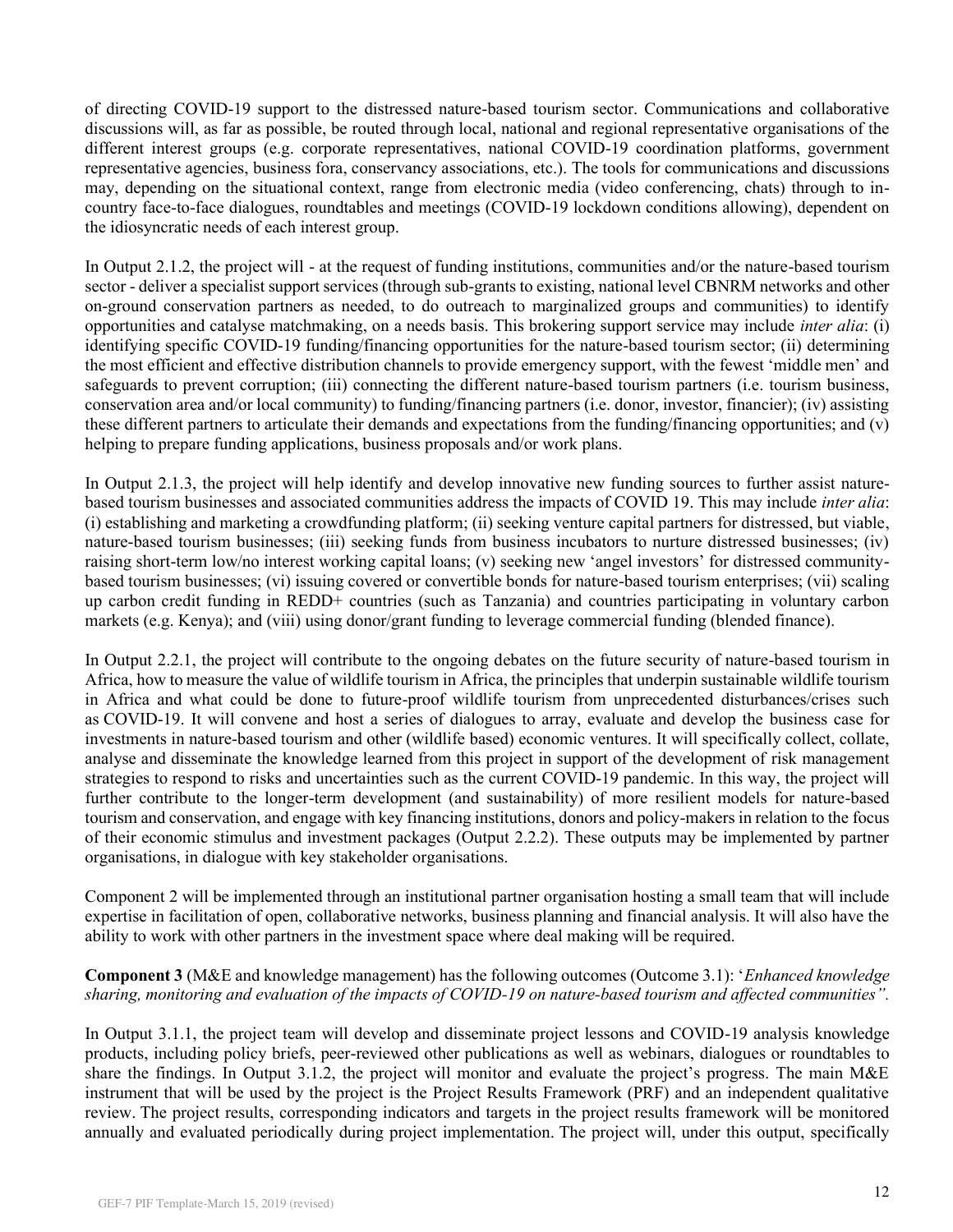of directing COVID-19 support to the distressed nature-based tourism sector. Communications and collaborative discussions will, as far as possible, be routed through local, national and regional representative organisations of the different interest groups (e.g. corporate representatives, national COVID-19 coordination platforms, government representative agencies, business fora, conservancy associations, etc.). The tools for communications and discussions may, depending on the situational context, range from electronic media (video conferencing, chats) through to in-country face-to-face dialogues, roundtables and meetings (COVID-19 lockdown conditions allowing), dependent on the idiosyncratic needs of each interest group.

In Output 2.1.2, the project will - at the request of funding institutions, communities and/or the nature-based tourism sector - deliver a specialist support services (through sub-grants to existing, national level CBNRM networks and other on-ground conservation partners as needed, to do outreach to marginalized groups and communities) to identify opportunities and catalyse matchmaking, on a needs basis. This brokering support service may include *inter alia*: (i) identifying specific COVID-19 funding/financing opportunities for the nature-based tourism sector; (ii) determining the most efficient and effective distribution channels to provide emergency support, with the fewest 'middle men' and safeguards to prevent corruption; (iii) connecting the different nature-based tourism partners (i.e. tourism business, conservation area and/or local community) to funding/financing partners (i.e. donor, investor, financier); (iv) assisting these different partners to articulate their demands and expectations from the funding/financing opportunities; and (v) helping to prepare funding applications, business proposals and/or work plans.

In Output 2.1.3, the project will help identify and develop innovative new funding sources to further assist nature-based tourism businesses and associated communities address the impacts of COVID 19. This may include *inter alia*: (i) establishing and marketing a crowdfunding platform; (ii) seeking venture capital partners for distressed, but viable, nature-based tourism businesses; (iii) seeking funds from business incubators to nurture distressed businesses; (iv) raising short-term low/no interest working capital loans; (v) seeking new 'angel investors' for distressed community-based tourism businesses; (vi) issuing covered or convertible bonds for nature-based tourism enterprises; (vii) scaling up carbon credit funding in REDD+ countries (such as Tanzania) and countries participating in voluntary carbon markets (e.g. Kenya); and (viii) using donor/grant funding to leverage commercial funding (blended finance).

In Output 2.2.1, the project will contribute to the ongoing debates on the future security of nature-based tourism in Africa, how to measure the value of wildlife tourism in Africa, the principles that underpin sustainable wildlife tourism in Africa and what could be done to future-proof wildlife tourism from unprecedented disturbances/crises such as COVID-19. It will convene and host a series of dialogues to array, evaluate and develop the business case for investments in nature-based tourism and other (wildlife based) economic ventures. It will specifically collect, collate, analyse and disseminate the knowledge learned from this project in support of the development of risk management strategies to respond to risks and uncertainties such as the current COVID-19 pandemic. In this way, the project will further contribute to the longer-term development (and sustainability) of more resilient models for nature-based tourism and conservation, and engage with key financing institutions, donors and policy-makers in relation to the focus of their economic stimulus and investment packages (Output 2.2.2). These outputs may be implemented by partner organisations, in dialogue with key stakeholder organisations.

Component 2 will be implemented through an institutional partner organisation hosting a small team that will include expertise in facilitation of open, collaborative networks, business planning and financial analysis. It will also have the ability to work with other partners in the investment space where deal making will be required.

**Component 3** (M&E and knowledge management) has the following outcomes (Outcome 3.1): '*Enhanced knowledge sharing, monitoring and evaluation of the impacts of COVID-19 on nature-based tourism and affected communities".*

In Output 3.1.1, the project team will develop and disseminate project lessons and COVID-19 analysis knowledge products, including policy briefs, peer-reviewed other publications as well as webinars, dialogues or roundtables to share the findings. In Output 3.1.2, the project will monitor and evaluate the project's progress. The main M&E instrument that will be used by the project is the Project Results Framework (PRF) and an independent qualitative review. The project results, corresponding indicators and targets in the project results framework will be monitored annually and evaluated periodically during project implementation. The project will, under this output, specifically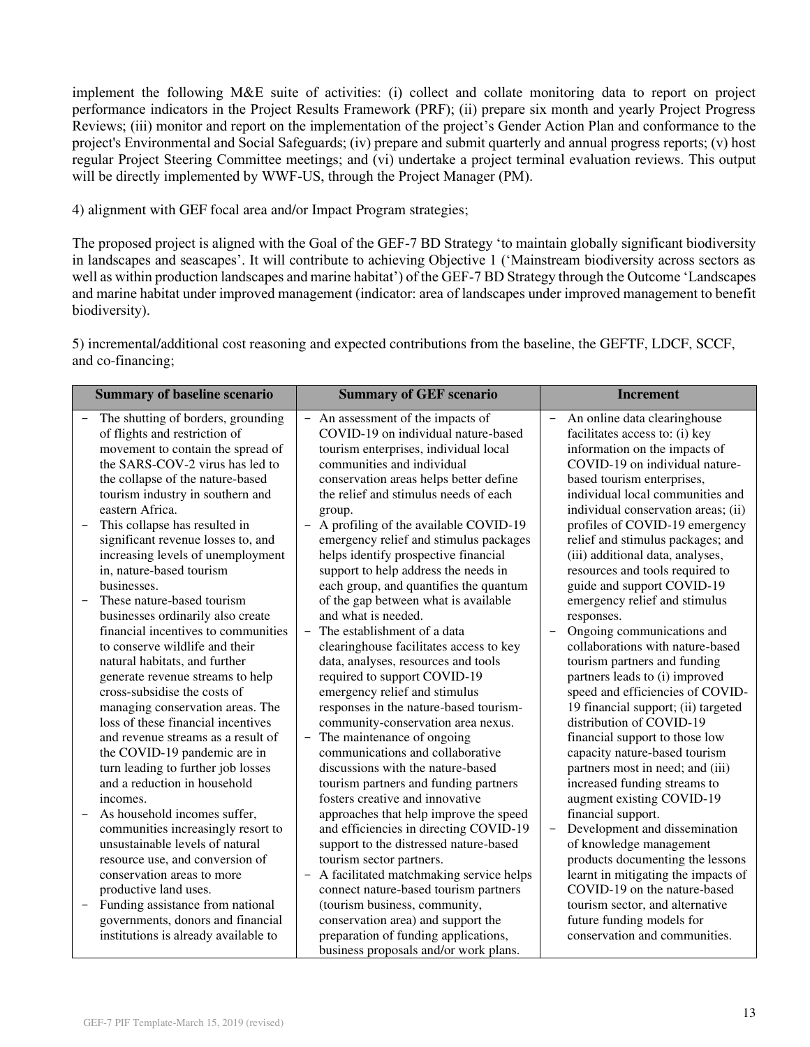implement the following M&E suite of activities: (i) collect and collate monitoring data to report on project performance indicators in the Project Results Framework (PRF); (ii) prepare six month and yearly Project Progress Reviews; (iii) monitor and report on the implementation of the project's Gender Action Plan and conformance to the project's Environmental and Social Safeguards; (iv) prepare and submit quarterly and annual progress reports; (v) host regular Project Steering Committee meetings; and (vi) undertake a project terminal evaluation reviews. This output will be directly implemented by WWF-US, through the Project Manager (PM).

4) alignment with GEF focal area and/or Impact Program strategies;

The proposed project is aligned with the Goal of the GEF-7 BD Strategy 'to maintain globally significant biodiversity in landscapes and seascapes'. It will contribute to achieving Objective 1 ('Mainstream biodiversity across sectors as well as within production landscapes and marine habitat') of the GEF-7 BD Strategy through the Outcome 'Landscapes and marine habitat under improved management (indicator: area of landscapes under improved management to benefit biodiversity).

5) incremental/additional cost reasoning and expected contributions from the baseline, the GEFTF, LDCF, SCCF, and co-financing;

| Summary of baseline scenario | Summary of GEF scenario | Increment |
|---|---|---|
| − The shutting of borders, grounding of flights and restriction of movement to contain the spread of the SARS-COV-2 virus has led to the collapse of the nature-based tourism industry in southern and eastern Africa.<br>− This collapse has resulted in significant revenue losses to, and increasing levels of unemployment in, nature-based tourism businesses.<br>− These nature-based tourism businesses ordinarily also create financial incentives to communities to conserve wildlife and their natural habitats, and further generate revenue streams to help cross-subsidise the costs of managing conservation areas. The loss of these financial incentives and revenue streams as a result of the COVID-19 pandemic are in turn leading to further job losses and a reduction in household incomes.<br>− As household incomes suffer, communities increasingly resort to unsustainable levels of natural resource use, and conversion of conservation areas to more productive land uses.<br>− Funding assistance from national governments, donors and financial institutions is already available to | − An assessment of the impacts of COVID-19 on individual nature-based tourism enterprises, individual local communities and individual conservation areas helps better define the relief and stimulus needs of each group.<br>− A profiling of the available COVID-19 emergency relief and stimulus packages helps identify prospective financial support to help address the needs in each group, and quantifies the quantum of the gap between what is available and what is needed.<br>− The establishment of a data clearinghouse facilitates access to key data, analyses, resources and tools required to support COVID-19 emergency relief and stimulus responses in the nature-based tourism-community-conservation area nexus.<br>− The maintenance of ongoing communications and collaborative discussions with the nature-based tourism partners and funding partners fosters creative and innovative approaches that help improve the speed and efficiencies in directing COVID-19 support to the distressed nature-based tourism sector partners.<br>− A facilitated matchmaking service helps connect nature-based tourism partners (tourism business, community, conservation area) and support the preparation of funding applications, business proposals and/or work plans. | − An online data clearinghouse facilitates access to: (i) key information on the impacts of COVID-19 on individual nature-based tourism enterprises, individual local communities and individual conservation areas; (ii) profiles of COVID-19 emergency relief and stimulus packages; and (iii) additional data, analyses, resources and tools required to guide and support COVID-19 emergency relief and stimulus responses.<br>− Ongoing communications and collaborations with nature-based tourism partners and funding partners leads to (i) improved speed and efficiencies of COVID-19 financial support; (ii) targeted distribution of COVID-19 financial support to those low capacity nature-based tourism partners most in need; and (iii) increased funding streams to augment existing COVID-19 financial support.<br>− Development and dissemination of knowledge management products documenting the lessons learnt in mitigating the impacts of COVID-19 on the nature-based tourism sector, and alternative future funding models for conservation and communities. |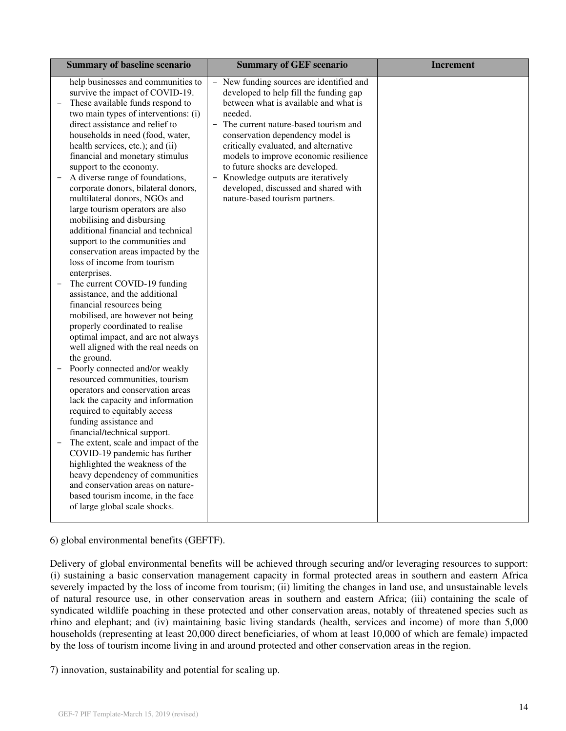| Summary of baseline scenario | Summary of GEF scenario | Increment |
|---|---|---|
| help businesses and communities to survive the impact of COVID-19.<br>– These available funds respond to two main types of interventions: (i) direct assistance and relief to households in need (food, water, health services, etc.); and (ii) financial and monetary stimulus support to the economy.<br>– A diverse range of foundations, corporate donors, bilateral donors, multilateral donors, NGOs and large tourism operators are also mobilising and disbursing additional financial and technical support to the communities and conservation areas impacted by the loss of income from tourism enterprises.<br>– The current COVID-19 funding assistance, and the additional financial resources being mobilised, are however not being properly coordinated to realise optimal impact, and are not always well aligned with the real needs on the ground.<br>– Poorly connected and/or weakly resourced communities, tourism operators and conservation areas lack the capacity and information required to equitably access funding assistance and financial/technical support.<br>– The extent, scale and impact of the COVID-19 pandemic has further highlighted the weakness of the heavy dependency of communities and conservation areas on nature-based tourism income, in the face of large global scale shocks. | – New funding sources are identified and developed to help fill the funding gap between what is available and what is needed.<br>– The current nature-based tourism and conservation dependency model is critically evaluated, and alternative models to improve economic resilience to future shocks are developed.<br>– Knowledge outputs are iteratively developed, discussed and shared with nature-based tourism partners. | |

6) global environmental benefits (GEFTF).

Delivery of global environmental benefits will be achieved through securing and/or leveraging resources to support: (i) sustaining a basic conservation management capacity in formal protected areas in southern and eastern Africa severely impacted by the loss of income from tourism; (ii) limiting the changes in land use, and unsustainable levels of natural resource use, in other conservation areas in southern and eastern Africa; (iii) containing the scale of syndicated wildlife poaching in these protected and other conservation areas, notably of threatened species such as rhino and elephant; and (iv) maintaining basic living standards (health, services and income) of more than 5,000 households (representing at least 20,000 direct beneficiaries, of whom at least 10,000 of which are female) impacted by the loss of tourism income living in and around protected and other conservation areas in the region.

7) innovation, sustainability and potential for scaling up.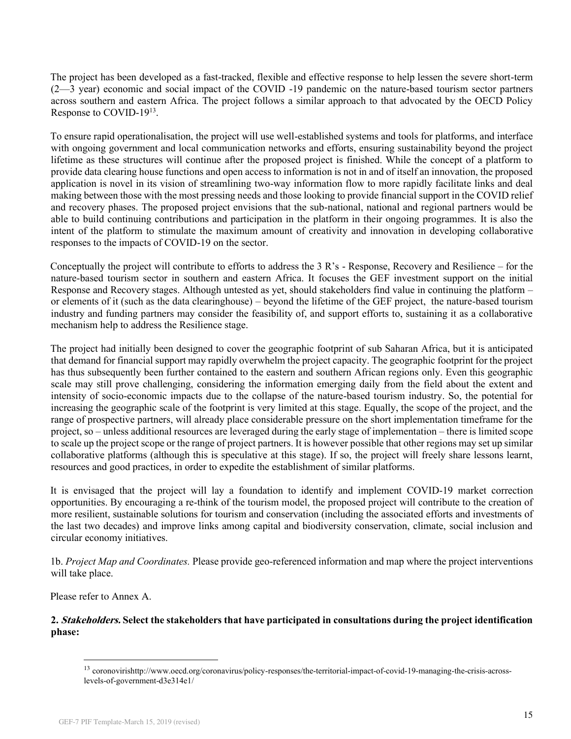The project has been developed as a fast-tracked, flexible and effective response to help lessen the severe short-term (2—3 year) economic and social impact of the COVID -19 pandemic on the nature-based tourism sector partners across southern and eastern Africa. The project follows a similar approach to that advocated by the OECD Policy Response to COVID-19[13].

To ensure rapid operationalisation, the project will use well-established systems and tools for platforms, and interface with ongoing government and local communication networks and efforts, ensuring sustainability beyond the project lifetime as these structures will continue after the proposed project is finished. While the concept of a platform to provide data clearing house functions and open access to information is not in and of itself an innovation, the proposed application is novel in its vision of streamlining two-way information flow to more rapidly facilitate links and deal making between those with the most pressing needs and those looking to provide financial support in the COVID relief and recovery phases. The proposed project envisions that the sub-national, national and regional partners would be able to build continuing contributions and participation in the platform in their ongoing programmes. It is also the intent of the platform to stimulate the maximum amount of creativity and innovation in developing collaborative responses to the impacts of COVID-19 on the sector.

Conceptually the project will contribute to efforts to address the 3 R's - Response, Recovery and Resilience – for the nature-based tourism sector in southern and eastern Africa. It focuses the GEF investment support on the initial Response and Recovery stages. Although untested as yet, should stakeholders find value in continuing the platform – or elements of it (such as the data clearinghouse) – beyond the lifetime of the GEF project, the nature-based tourism industry and funding partners may consider the feasibility of, and support efforts to, sustaining it as a collaborative mechanism help to address the Resilience stage.

The project had initially been designed to cover the geographic footprint of sub Saharan Africa, but it is anticipated that demand for financial support may rapidly overwhelm the project capacity. The geographic footprint for the project has thus subsequently been further contained to the eastern and southern African regions only. Even this geographic scale may still prove challenging, considering the information emerging daily from the field about the extent and intensity of socio-economic impacts due to the collapse of the nature-based tourism industry. So, the potential for increasing the geographic scale of the footprint is very limited at this stage. Equally, the scope of the project, and the range of prospective partners, will already place considerable pressure on the short implementation timeframe for the project, so – unless additional resources are leveraged during the early stage of implementation – there is limited scope to scale up the project scope or the range of project partners. It is however possible that other regions may set up similar collaborative platforms (although this is speculative at this stage). If so, the project will freely share lessons learnt, resources and good practices, in order to expedite the establishment of similar platforms.

It is envisaged that the project will lay a foundation to identify and implement COVID-19 market correction opportunities. By encouraging a re-think of the tourism model, the proposed project will contribute to the creation of more resilient, sustainable solutions for tourism and conservation (including the associated efforts and investments of the last two decades) and improve links among capital and biodiversity conservation, climate, social inclusion and circular economy initiatives.

1b. *Project Map and Coordinates.* Please provide geo-referenced information and map where the project interventions will take place.

Please refer to Annex A.

**2. *Stakeholders.* Select the stakeholders that have participated in consultations during the project identification phase:**

---

[13] coronovirishttp://www.oecd.org/coronavirus/policy-responses/the-territorial-impact-of-covid-19-managing-the-crisis-across-levels-of-government-d3e314e1/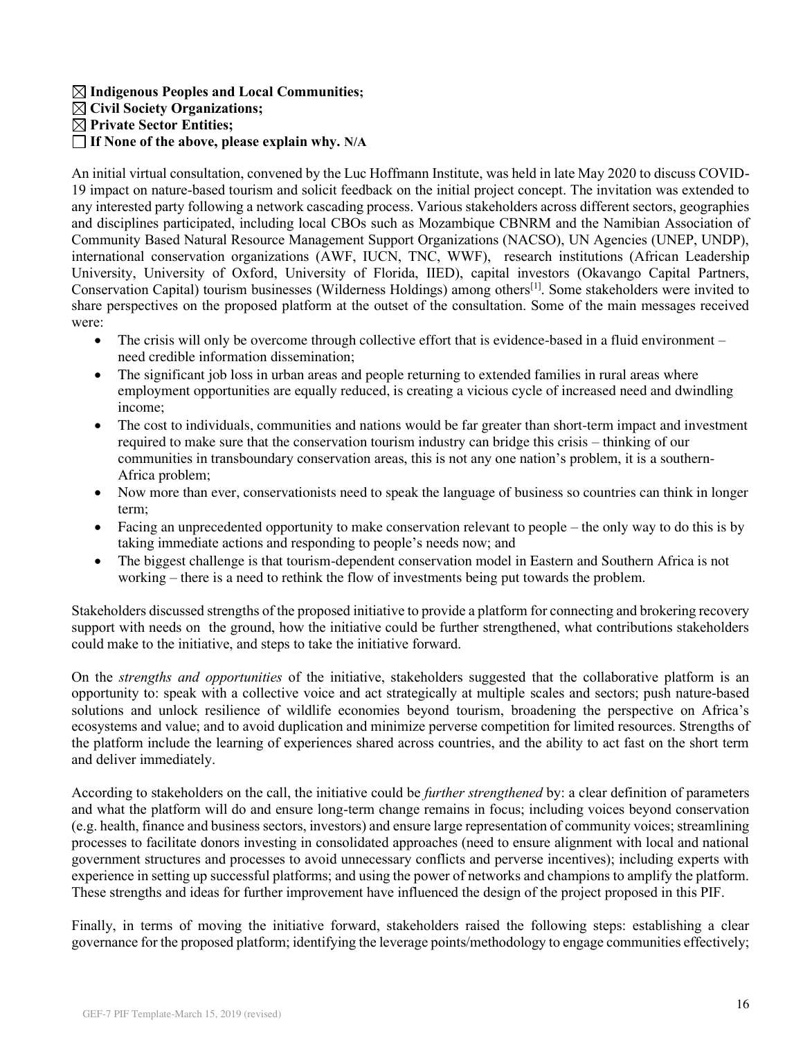☒ **Indigenous Peoples and Local Communities;**
☒ **Civil Society Organizations;**
☒ **Private Sector Entities;**
☐ **If None of the above, please explain why.** N/A

An initial virtual consultation, convened by the Luc Hoffmann Institute, was held in late May 2020 to discuss COVID-19 impact on nature-based tourism and solicit feedback on the initial project concept. The invitation was extended to any interested party following a network cascading process. Various stakeholders across different sectors, geographies and disciplines participated, including local CBOs such as Mozambique CBNRM and the Namibian Association of Community Based Natural Resource Management Support Organizations (NACSO), UN Agencies (UNEP, UNDP), international conservation organizations (AWF, IUCN, TNC, WWF), research institutions (African Leadership University, University of Oxford, University of Florida, IIED), capital investors (Okavango Capital Partners, Conservation Capital) tourism businesses (Wilderness Holdings) among others[1]. Some stakeholders were invited to share perspectives on the proposed platform at the outset of the consultation. Some of the main messages received were:

- The crisis will only be overcome through collective effort that is evidence-based in a fluid environment – need credible information dissemination;
- The significant job loss in urban areas and people returning to extended families in rural areas where employment opportunities are equally reduced, is creating a vicious cycle of increased need and dwindling income;
- The cost to individuals, communities and nations would be far greater than short-term impact and investment required to make sure that the conservation tourism industry can bridge this crisis – thinking of our communities in transboundary conservation areas, this is not any one nation's problem, it is a southern-Africa problem;
- Now more than ever, conservationists need to speak the language of business so countries can think in longer term;
- Facing an unprecedented opportunity to make conservation relevant to people – the only way to do this is by taking immediate actions and responding to people's needs now; and
- The biggest challenge is that tourism-dependent conservation model in Eastern and Southern Africa is not working – there is a need to rethink the flow of investments being put towards the problem.

Stakeholders discussed strengths of the proposed initiative to provide a platform for connecting and brokering recovery support with needs on the ground, how the initiative could be further strengthened, what contributions stakeholders could make to the initiative, and steps to take the initiative forward.

On the *strengths and opportunities* of the initiative, stakeholders suggested that the collaborative platform is an opportunity to: speak with a collective voice and act strategically at multiple scales and sectors; push nature-based solutions and unlock resilience of wildlife economies beyond tourism, broadening the perspective on Africa's ecosystems and value; and to avoid duplication and minimize perverse competition for limited resources. Strengths of the platform include the learning of experiences shared across countries, and the ability to act fast on the short term and deliver immediately.

According to stakeholders on the call, the initiative could be *further strengthened* by: a clear definition of parameters and what the platform will do and ensure long-term change remains in focus; including voices beyond conservation (e.g. health, finance and business sectors, investors) and ensure large representation of community voices; streamlining processes to facilitate donors investing in consolidated approaches (need to ensure alignment with local and national government structures and processes to avoid unnecessary conflicts and perverse incentives); including experts with experience in setting up successful platforms; and using the power of networks and champions to amplify the platform. These strengths and ideas for further improvement have influenced the design of the project proposed in this PIF.

Finally, in terms of moving the initiative forward, stakeholders raised the following steps: establishing a clear governance for the proposed platform; identifying the leverage points/methodology to engage communities effectively;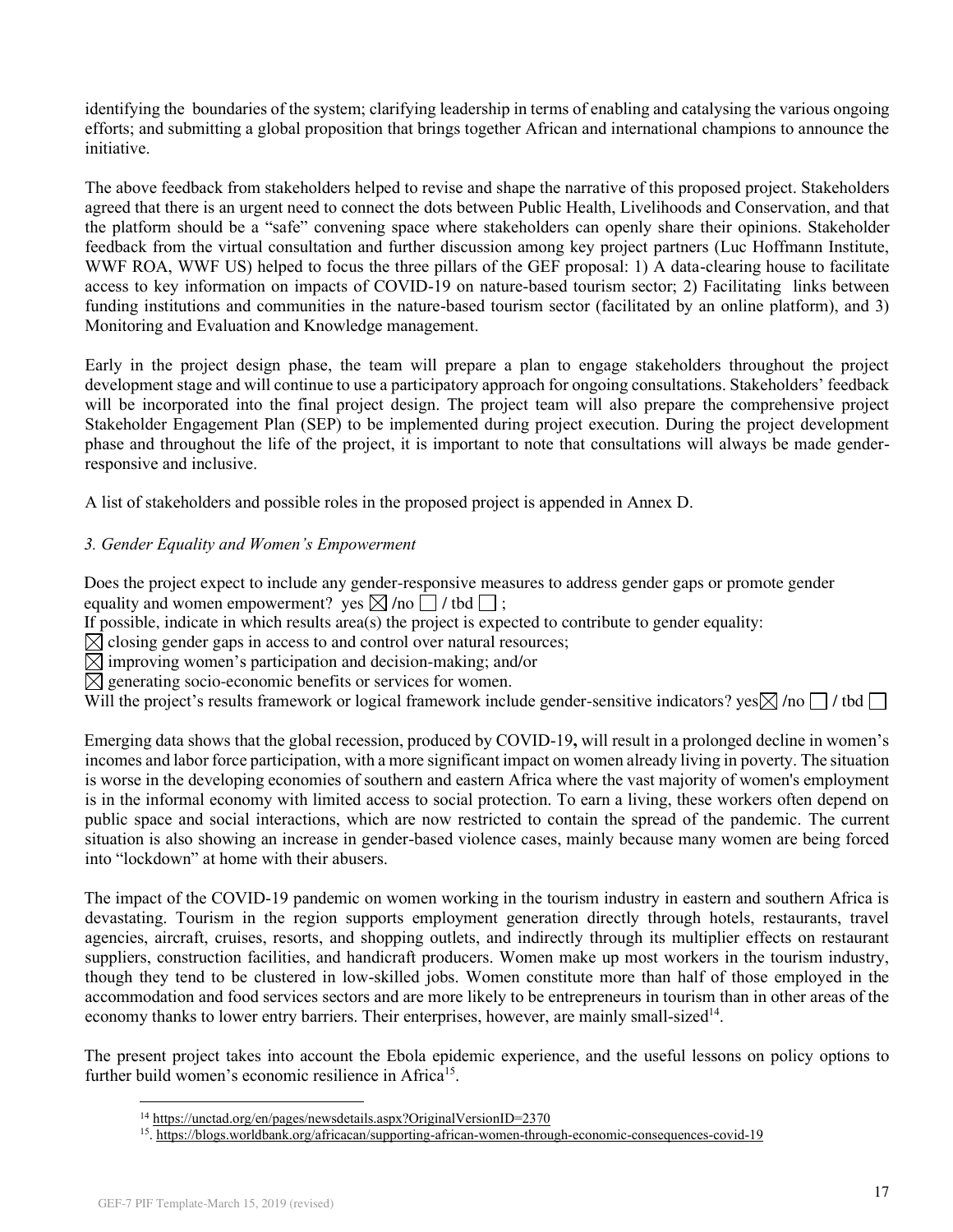identifying the boundaries of the system; clarifying leadership in terms of enabling and catalysing the various ongoing efforts; and submitting a global proposition that brings together African and international champions to announce the initiative.

The above feedback from stakeholders helped to revise and shape the narrative of this proposed project. Stakeholders agreed that there is an urgent need to connect the dots between Public Health, Livelihoods and Conservation, and that the platform should be a "safe" convening space where stakeholders can openly share their opinions. Stakeholder feedback from the virtual consultation and further discussion among key project partners (Luc Hoffmann Institute, WWF ROA, WWF US) helped to focus the three pillars of the GEF proposal: 1) A data-clearing house to facilitate access to key information on impacts of COVID-19 on nature-based tourism sector; 2) Facilitating links between funding institutions and communities in the nature-based tourism sector (facilitated by an online platform), and 3) Monitoring and Evaluation and Knowledge management.

Early in the project design phase, the team will prepare a plan to engage stakeholders throughout the project development stage and will continue to use a participatory approach for ongoing consultations. Stakeholders' feedback will be incorporated into the final project design. The project team will also prepare the comprehensive project Stakeholder Engagement Plan (SEP) to be implemented during project execution. During the project development phase and throughout the life of the project, it is important to note that consultations will always be made gender-responsive and inclusive.

A list of stakeholders and possible roles in the proposed project is appended in Annex D.

*3. Gender Equality and Women's Empowerment*

Does the project expect to include any gender-responsive measures to address gender gaps or promote gender equality and women empowerment? yes ☒ /no ☐ / tbd ☐ ;

If possible, indicate in which results area(s) the project is expected to contribute to gender equality:

☒ closing gender gaps in access to and control over natural resources;

☒ improving women's participation and decision-making; and/or

☒ generating socio-economic benefits or services for women.

Will the project's results framework or logical framework include gender-sensitive indicators? yes ☒ /no ☐ / tbd ☐

Emerging data shows that the global recession, produced by COVID-19**,** will result in a prolonged decline in women's incomes and labor force participation, with a more significant impact on women already living in poverty. The situation is worse in the developing economies of southern and eastern Africa where the vast majority of women's employment is in the informal economy with limited access to social protection. To earn a living, these workers often depend on public space and social interactions, which are now restricted to contain the spread of the pandemic. The current situation is also showing an increase in gender-based violence cases, mainly because many women are being forced into "lockdown" at home with their abusers.

The impact of the COVID-19 pandemic on women working in the tourism industry in eastern and southern Africa is devastating. Tourism in the region supports employment generation directly through hotels, restaurants, travel agencies, aircraft, cruises, resorts, and shopping outlets, and indirectly through its multiplier effects on restaurant suppliers, construction facilities, and handicraft producers. Women make up most workers in the tourism industry, though they tend to be clustered in low-skilled jobs. Women constitute more than half of those employed in the accommodation and food services sectors and are more likely to be entrepreneurs in tourism than in other areas of the economy thanks to lower entry barriers. Their enterprises, however, are mainly small-sized[14].

The present project takes into account the Ebola epidemic experience, and the useful lessons on policy options to further build women's economic resilience in Africa[15].

[14] https://unctad.org/en/pages/newsdetails.aspx?OriginalVersionID=2370

[15]. https://blogs.worldbank.org/africacan/supporting-african-women-through-economic-consequences-covid-19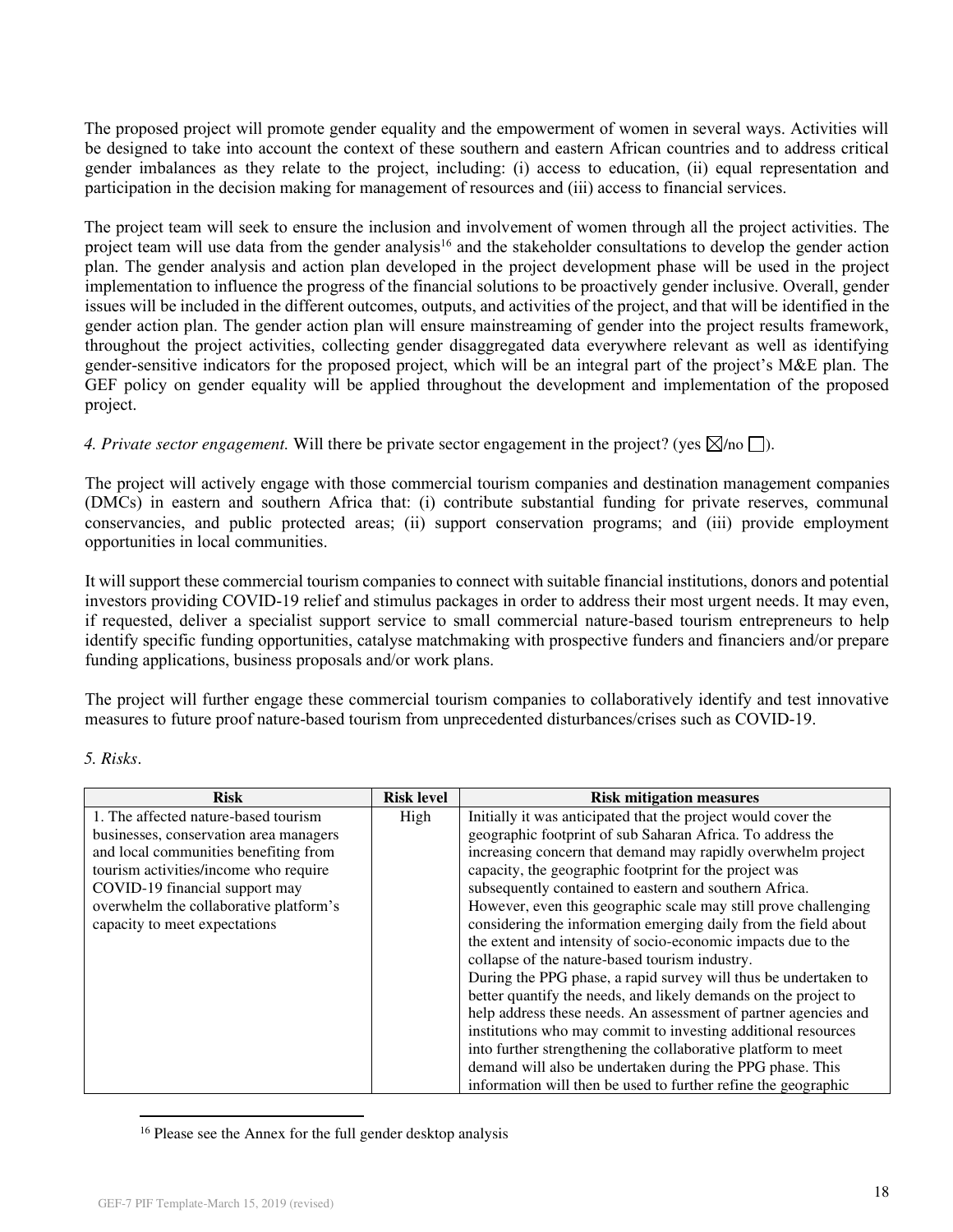The proposed project will promote gender equality and the empowerment of women in several ways. Activities will be designed to take into account the context of these southern and eastern African countries and to address critical gender imbalances as they relate to the project, including: (i) access to education, (ii) equal representation and participation in the decision making for management of resources and (iii) access to financial services.

The project team will seek to ensure the inclusion and involvement of women through all the project activities. The project team will use data from the gender analysis[16] and the stakeholder consultations to develop the gender action plan. The gender analysis and action plan developed in the project development phase will be used in the project implementation to influence the progress of the financial solutions to be proactively gender inclusive. Overall, gender issues will be included in the different outcomes, outputs, and activities of the project, and that will be identified in the gender action plan. The gender action plan will ensure mainstreaming of gender into the project results framework, throughout the project activities, collecting gender disaggregated data everywhere relevant as well as identifying gender-sensitive indicators for the proposed project, which will be an integral part of the project's M&E plan. The GEF policy on gender equality will be applied throughout the development and implementation of the proposed project.

*4. Private sector engagement.* Will there be private sector engagement in the project? (yes ☒/no ☐).

The project will actively engage with those commercial tourism companies and destination management companies (DMCs) in eastern and southern Africa that: (i) contribute substantial funding for private reserves, communal conservancies, and public protected areas; (ii) support conservation programs; and (iii) provide employment opportunities in local communities.

It will support these commercial tourism companies to connect with suitable financial institutions, donors and potential investors providing COVID-19 relief and stimulus packages in order to address their most urgent needs. It may even, if requested, deliver a specialist support service to small commercial nature-based tourism entrepreneurs to help identify specific funding opportunities, catalyse matchmaking with prospective funders and financiers and/or prepare funding applications, business proposals and/or work plans.

The project will further engage these commercial tourism companies to collaboratively identify and test innovative measures to future proof nature-based tourism from unprecedented disturbances/crises such as COVID-19.

*5. Risks*.

| Risk | Risk level | Risk mitigation measures |
|---|---|---|
| 1. The affected nature-based tourism businesses, conservation area managers and local communities benefiting from tourism activities/income who require COVID-19 financial support may overwhelm the collaborative platform's capacity to meet expectations | High | Initially it was anticipated that the project would cover the geographic footprint of sub Saharan Africa. To address the increasing concern that demand may rapidly overwhelm project capacity, the geographic footprint for the project was subsequently contained to eastern and southern Africa. However, even this geographic scale may still prove challenging considering the information emerging daily from the field about the extent and intensity of socio-economic impacts due to the collapse of the nature-based tourism industry. During the PPG phase, a rapid survey will thus be undertaken to better quantify the needs, and likely demands on the project to help address these needs. An assessment of partner agencies and institutions who may commit to investing additional resources into further strengthening the collaborative platform to meet demand will also be undertaken during the PPG phase. This information will then be used to further refine the geographic |

[16] Please see the Annex for the full gender desktop analysis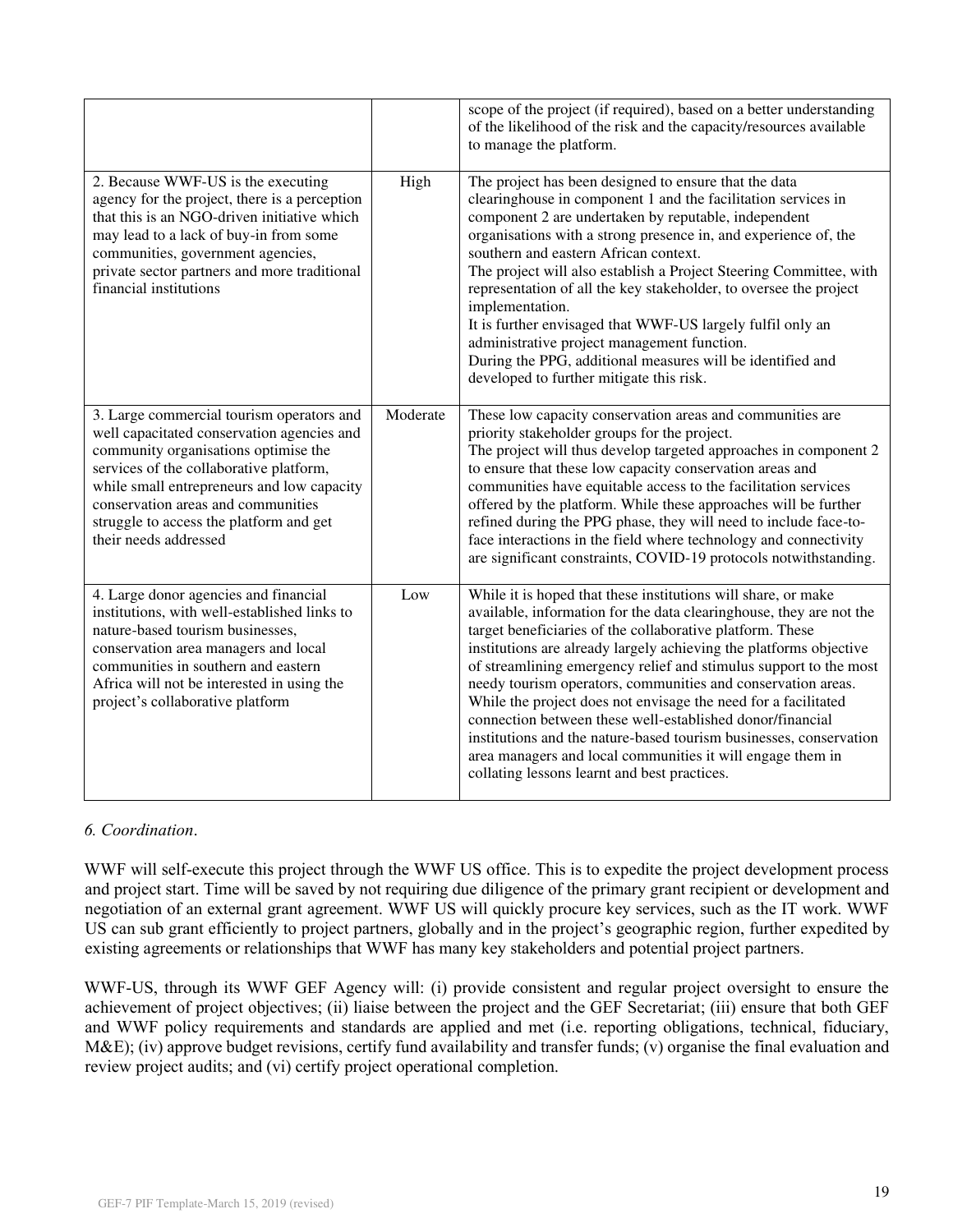| | | |
|---|---|---|
| | | scope of the project (if required), based on a better understanding of the likelihood of the risk and the capacity/resources available to manage the platform. |
| 2. Because WWF-US is the executing agency for the project, there is a perception that this is an NGO-driven initiative which may lead to a lack of buy-in from some communities, government agencies, private sector partners and more traditional financial institutions | High | The project has been designed to ensure that the data clearinghouse in component 1 and the facilitation services in component 2 are undertaken by reputable, independent organisations with a strong presence in, and experience of, the southern and eastern African context.<br>The project will also establish a Project Steering Committee, with representation of all the key stakeholder, to oversee the project implementation.<br>It is further envisaged that WWF-US largely fulfil only an administrative project management function.<br>During the PPG, additional measures will be identified and developed to further mitigate this risk. |
| 3. Large commercial tourism operators and well capacitated conservation agencies and community organisations optimise the services of the collaborative platform, while small entrepreneurs and low capacity conservation areas and communities struggle to access the platform and get their needs addressed | Moderate | These low capacity conservation areas and communities are priority stakeholder groups for the project.<br>The project will thus develop targeted approaches in component 2 to ensure that these low capacity conservation areas and communities have equitable access to the facilitation services offered by the platform. While these approaches will be further refined during the PPG phase, they will need to include face-to-face interactions in the field where technology and connectivity are significant constraints, COVID-19 protocols notwithstanding. |
| 4. Large donor agencies and financial institutions, with well-established links to nature-based tourism businesses, conservation area managers and local communities in southern and eastern Africa will not be interested in using the project's collaborative platform | Low | While it is hoped that these institutions will share, or make available, information for the data clearinghouse, they are not the target beneficiaries of the collaborative platform. These institutions are already largely achieving the platforms objective of streamlining emergency relief and stimulus support to the most needy tourism operators, communities and conservation areas. While the project does not envisage the need for a facilitated connection between these well-established donor/financial institutions and the nature-based tourism businesses, conservation area managers and local communities it will engage them in collating lessons learnt and best practices. |

*6. Coordination*.

WWF will self-execute this project through the WWF US office. This is to expedite the project development process and project start. Time will be saved by not requiring due diligence of the primary grant recipient or development and negotiation of an external grant agreement. WWF US will quickly procure key services, such as the IT work. WWF US can sub grant efficiently to project partners, globally and in the project's geographic region, further expedited by existing agreements or relationships that WWF has many key stakeholders and potential project partners.

WWF-US, through its WWF GEF Agency will: (i) provide consistent and regular project oversight to ensure the achievement of project objectives; (ii) liaise between the project and the GEF Secretariat; (iii) ensure that both GEF and WWF policy requirements and standards are applied and met (i.e. reporting obligations, technical, fiduciary, M&E); (iv) approve budget revisions, certify fund availability and transfer funds; (v) organise the final evaluation and review project audits; and (vi) certify project operational completion.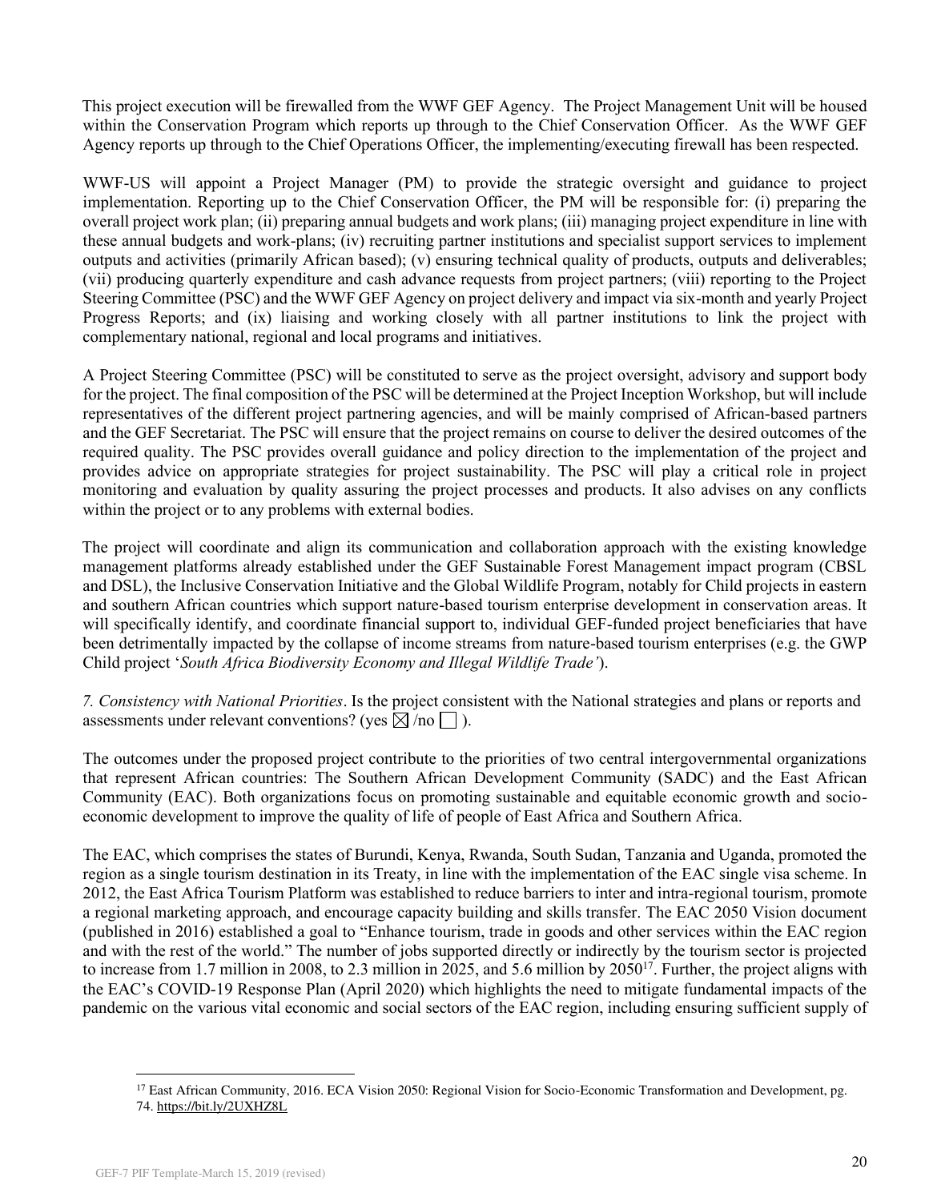This project execution will be firewalled from the WWF GEF Agency. The Project Management Unit will be housed within the Conservation Program which reports up through to the Chief Conservation Officer. As the WWF GEF Agency reports up through to the Chief Operations Officer, the implementing/executing firewall has been respected.

WWF-US will appoint a Project Manager (PM) to provide the strategic oversight and guidance to project implementation. Reporting up to the Chief Conservation Officer, the PM will be responsible for: (i) preparing the overall project work plan; (ii) preparing annual budgets and work plans; (iii) managing project expenditure in line with these annual budgets and work-plans; (iv) recruiting partner institutions and specialist support services to implement outputs and activities (primarily African based); (v) ensuring technical quality of products, outputs and deliverables; (vii) producing quarterly expenditure and cash advance requests from project partners; (viii) reporting to the Project Steering Committee (PSC) and the WWF GEF Agency on project delivery and impact via six-month and yearly Project Progress Reports; and (ix) liaising and working closely with all partner institutions to link the project with complementary national, regional and local programs and initiatives.

A Project Steering Committee (PSC) will be constituted to serve as the project oversight, advisory and support body for the project. The final composition of the PSC will be determined at the Project Inception Workshop, but will include representatives of the different project partnering agencies, and will be mainly comprised of African-based partners and the GEF Secretariat. The PSC will ensure that the project remains on course to deliver the desired outcomes of the required quality. The PSC provides overall guidance and policy direction to the implementation of the project and provides advice on appropriate strategies for project sustainability. The PSC will play a critical role in project monitoring and evaluation by quality assuring the project processes and products. It also advises on any conflicts within the project or to any problems with external bodies.

The project will coordinate and align its communication and collaboration approach with the existing knowledge management platforms already established under the GEF Sustainable Forest Management impact program (CBSL and DSL), the Inclusive Conservation Initiative and the Global Wildlife Program, notably for Child projects in eastern and southern African countries which support nature-based tourism enterprise development in conservation areas. It will specifically identify, and coordinate financial support to, individual GEF-funded project beneficiaries that have been detrimentally impacted by the collapse of income streams from nature-based tourism enterprises (e.g. the GWP Child project '*South Africa Biodiversity Economy and Illegal Wildlife Trade'*).

*7. Consistency with National Priorities*. Is the project consistent with the National strategies and plans or reports and assessments under relevant conventions? (yes ☒ /no ☐ ).

The outcomes under the proposed project contribute to the priorities of two central intergovernmental organizations that represent African countries: The Southern African Development Community (SADC) and the East African Community (EAC). Both organizations focus on promoting sustainable and equitable economic growth and socio-economic development to improve the quality of life of people of East Africa and Southern Africa.

The EAC, which comprises the states of Burundi, Kenya, Rwanda, South Sudan, Tanzania and Uganda, promoted the region as a single tourism destination in its Treaty, in line with the implementation of the EAC single visa scheme. In 2012, the East Africa Tourism Platform was established to reduce barriers to inter and intra-regional tourism, promote a regional marketing approach, and encourage capacity building and skills transfer. The EAC 2050 Vision document (published in 2016) established a goal to "Enhance tourism, trade in goods and other services within the EAC region and with the rest of the world." The number of jobs supported directly or indirectly by the tourism sector is projected to increase from 1.7 million in 2008, to 2.3 million in 2025, and 5.6 million by 2050[17]. Further, the project aligns with the EAC's COVID-19 Response Plan (April 2020) which highlights the need to mitigate fundamental impacts of the pandemic on the various vital economic and social sectors of the EAC region, including ensuring sufficient supply of

---

[17] East African Community, 2016. ECA Vision 2050: Regional Vision for Socio-Economic Transformation and Development, pg. 74. https://bit.ly/2UXHZ8L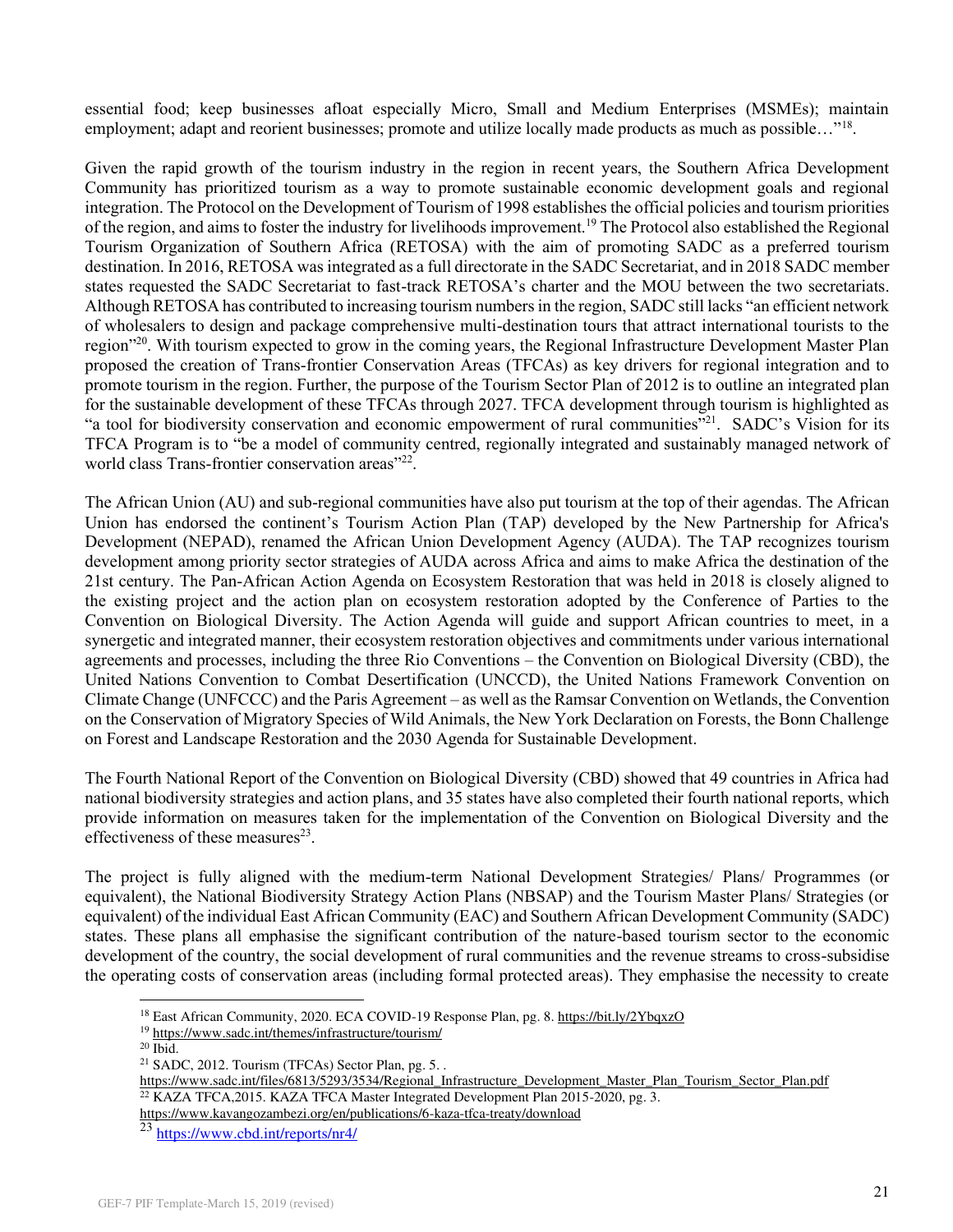essential food; keep businesses afloat especially Micro, Small and Medium Enterprises (MSMEs); maintain employment; adapt and reorient businesses; promote and utilize locally made products as much as possible…"[18].

Given the rapid growth of the tourism industry in the region in recent years, the Southern Africa Development Community has prioritized tourism as a way to promote sustainable economic development goals and regional integration. The Protocol on the Development of Tourism of 1998 establishes the official policies and tourism priorities of the region, and aims to foster the industry for livelihoods improvement.[19] The Protocol also established the Regional Tourism Organization of Southern Africa (RETOSA) with the aim of promoting SADC as a preferred tourism destination. In 2016, RETOSA was integrated as a full directorate in the SADC Secretariat, and in 2018 SADC member states requested the SADC Secretariat to fast-track RETOSA's charter and the MOU between the two secretariats. Although RETOSA has contributed to increasing tourism numbers in the region, SADC still lacks "an efficient network of wholesalers to design and package comprehensive multi-destination tours that attract international tourists to the region"[20]. With tourism expected to grow in the coming years, the Regional Infrastructure Development Master Plan proposed the creation of Trans-frontier Conservation Areas (TFCAs) as key drivers for regional integration and to promote tourism in the region. Further, the purpose of the Tourism Sector Plan of 2012 is to outline an integrated plan for the sustainable development of these TFCAs through 2027. TFCA development through tourism is highlighted as "a tool for biodiversity conservation and economic empowerment of rural communities"[21]. SADC's Vision for its TFCA Program is to "be a model of community centred, regionally integrated and sustainably managed network of world class Trans-frontier conservation areas"[22].

The African Union (AU) and sub-regional communities have also put tourism at the top of their agendas. The African Union has endorsed the continent's Tourism Action Plan (TAP) developed by the New Partnership for Africa's Development (NEPAD), renamed the African Union Development Agency (AUDA). The TAP recognizes tourism development among priority sector strategies of AUDA across Africa and aims to make Africa the destination of the 21st century. The Pan-African Action Agenda on Ecosystem Restoration that was held in 2018 is closely aligned to the existing project and the action plan on ecosystem restoration adopted by the Conference of Parties to the Convention on Biological Diversity. The Action Agenda will guide and support African countries to meet, in a synergetic and integrated manner, their ecosystem restoration objectives and commitments under various international agreements and processes, including the three Rio Conventions – the Convention on Biological Diversity (CBD), the United Nations Convention to Combat Desertification (UNCCD), the United Nations Framework Convention on Climate Change (UNFCCC) and the Paris Agreement – as well as the Ramsar Convention on Wetlands, the Convention on the Conservation of Migratory Species of Wild Animals, the New York Declaration on Forests, the Bonn Challenge on Forest and Landscape Restoration and the 2030 Agenda for Sustainable Development.

The Fourth National Report of the Convention on Biological Diversity (CBD) showed that 49 countries in Africa had national biodiversity strategies and action plans, and 35 states have also completed their fourth national reports, which provide information on measures taken for the implementation of the Convention on Biological Diversity and the effectiveness of these measures[23].

The project is fully aligned with the medium-term National Development Strategies/ Plans/ Programmes (or equivalent), the National Biodiversity Strategy Action Plans (NBSAP) and the Tourism Master Plans/ Strategies (or equivalent) of the individual East African Community (EAC) and Southern African Development Community (SADC) states. These plans all emphasise the significant contribution of the nature-based tourism sector to the economic development of the country, the social development of rural communities and the revenue streams to cross-subsidise the operating costs of conservation areas (including formal protected areas). They emphasise the necessity to create

---

[18] East African Community, 2020. ECA COVID-19 Response Plan, pg. 8. https://bit.ly/2YbqxzO

[19] https://www.sadc.int/themes/infrastructure/tourism/

[20] Ibid.

[21] SADC, 2012. Tourism (TFCAs) Sector Plan, pg. 5. . https://www.sadc.int/files/6813/5293/3534/Regional_Infrastructure_Development_Master_Plan_Tourism_Sector_Plan.pdf

[22] KAZA TFCA,2015. KAZA TFCA Master Integrated Development Plan 2015-2020, pg. 3. https://www.kavangozambezi.org/en/publications/6-kaza-tfca-treaty/download

[23] https://www.cbd.int/reports/nr4/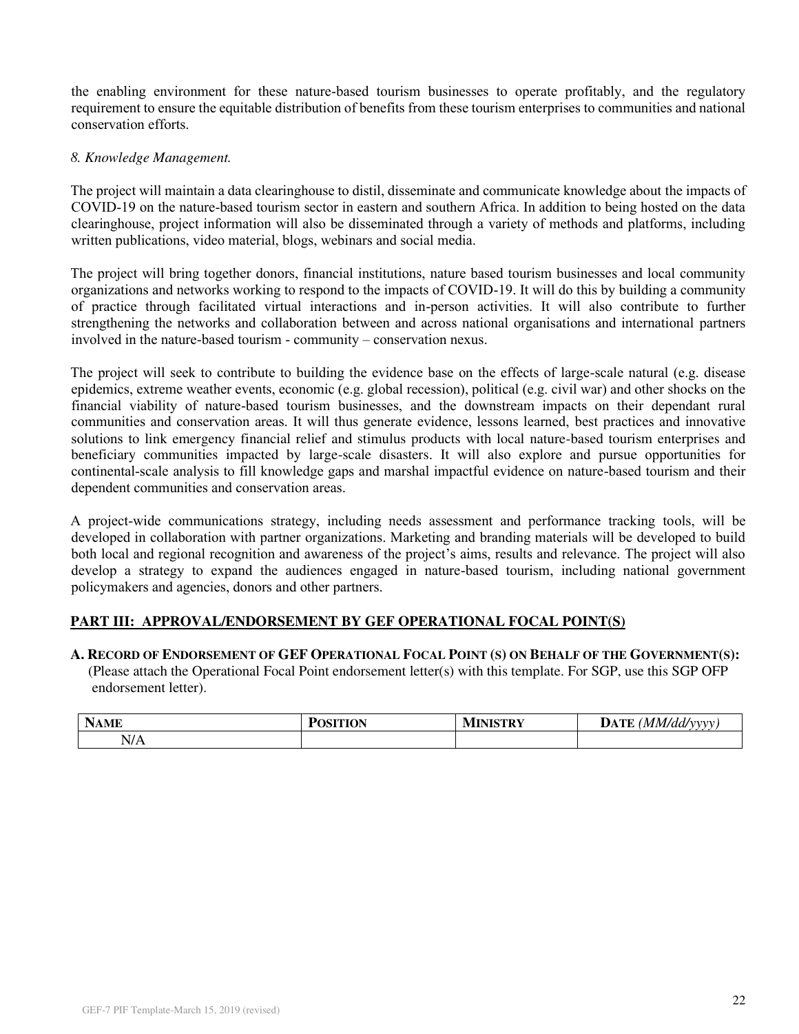the enabling environment for these nature-based tourism businesses to operate profitably, and the regulatory requirement to ensure the equitable distribution of benefits from these tourism enterprises to communities and national conservation efforts.

*8. Knowledge Management.*

The project will maintain a data clearinghouse to distil, disseminate and communicate knowledge about the impacts of COVID-19 on the nature-based tourism sector in eastern and southern Africa. In addition to being hosted on the data clearinghouse, project information will also be disseminated through a variety of methods and platforms, including written publications, video material, blogs, webinars and social media.

The project will bring together donors, financial institutions, nature based tourism businesses and local community organizations and networks working to respond to the impacts of COVID-19. It will do this by building a community of practice through facilitated virtual interactions and in-person activities. It will also contribute to further strengthening the networks and collaboration between and across national organisations and international partners involved in the nature-based tourism - community – conservation nexus.

The project will seek to contribute to building the evidence base on the effects of large-scale natural (e.g. disease epidemics, extreme weather events, economic (e.g. global recession), political (e.g. civil war) and other shocks on the financial viability of nature-based tourism businesses, and the downstream impacts on their dependant rural communities and conservation areas. It will thus generate evidence, lessons learned, best practices and innovative solutions to link emergency financial relief and stimulus products with local nature-based tourism enterprises and beneficiary communities impacted by large-scale disasters. It will also explore and pursue opportunities for continental-scale analysis to fill knowledge gaps and marshal impactful evidence on nature-based tourism and their dependent communities and conservation areas.

A project-wide communications strategy, including needs assessment and performance tracking tools, will be developed in collaboration with partner organizations. Marketing and branding materials will be developed to build both local and regional recognition and awareness of the project's aims, results and relevance. The project will also develop a strategy to expand the audiences engaged in nature-based tourism, including national government policymakers and agencies, donors and other partners.

## PART III: APPROVAL/ENDORSEMENT BY GEF OPERATIONAL FOCAL POINT(S)

**A. Record of Endorsement of GEF Operational Focal Point (s) on Behalf of the Government(s):** (Please attach the Operational Focal Point endorsement letter(s) with this template. For SGP, use this SGP OFP endorsement letter).

| Name | Position | Ministry | Date *(MM/dd/yyyy)* |
|---|---|---|---|
| N/A | | | |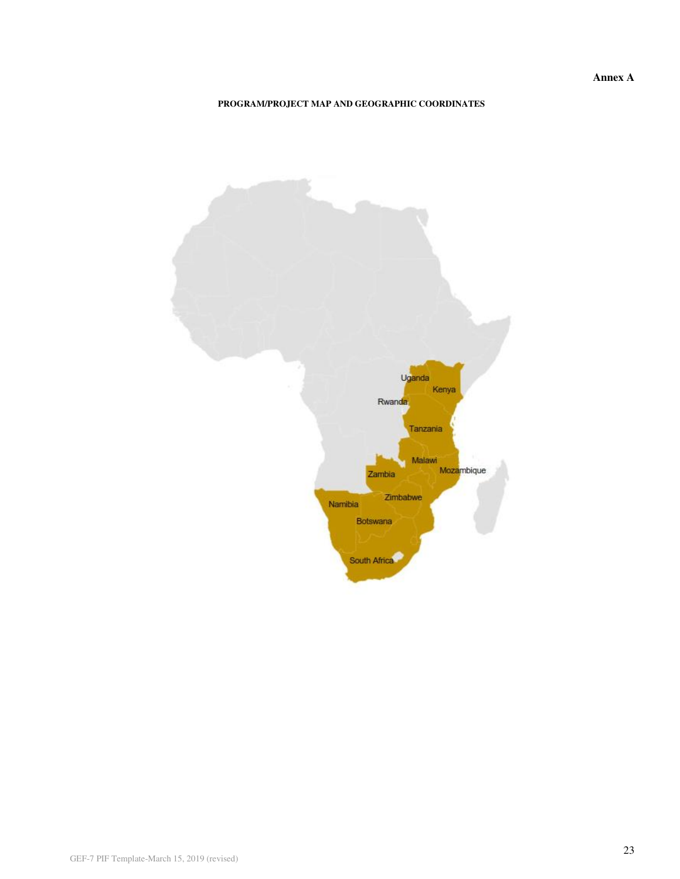**Annex A**

**PROGRAM/PROJECT MAP AND GEOGRAPHIC COORDINATES**

Uganda

Kenya

Rwanda

Tanzania

Malawi

Mozambique

Zambia

Zimbabwe

Namibia

Botswana

South Africa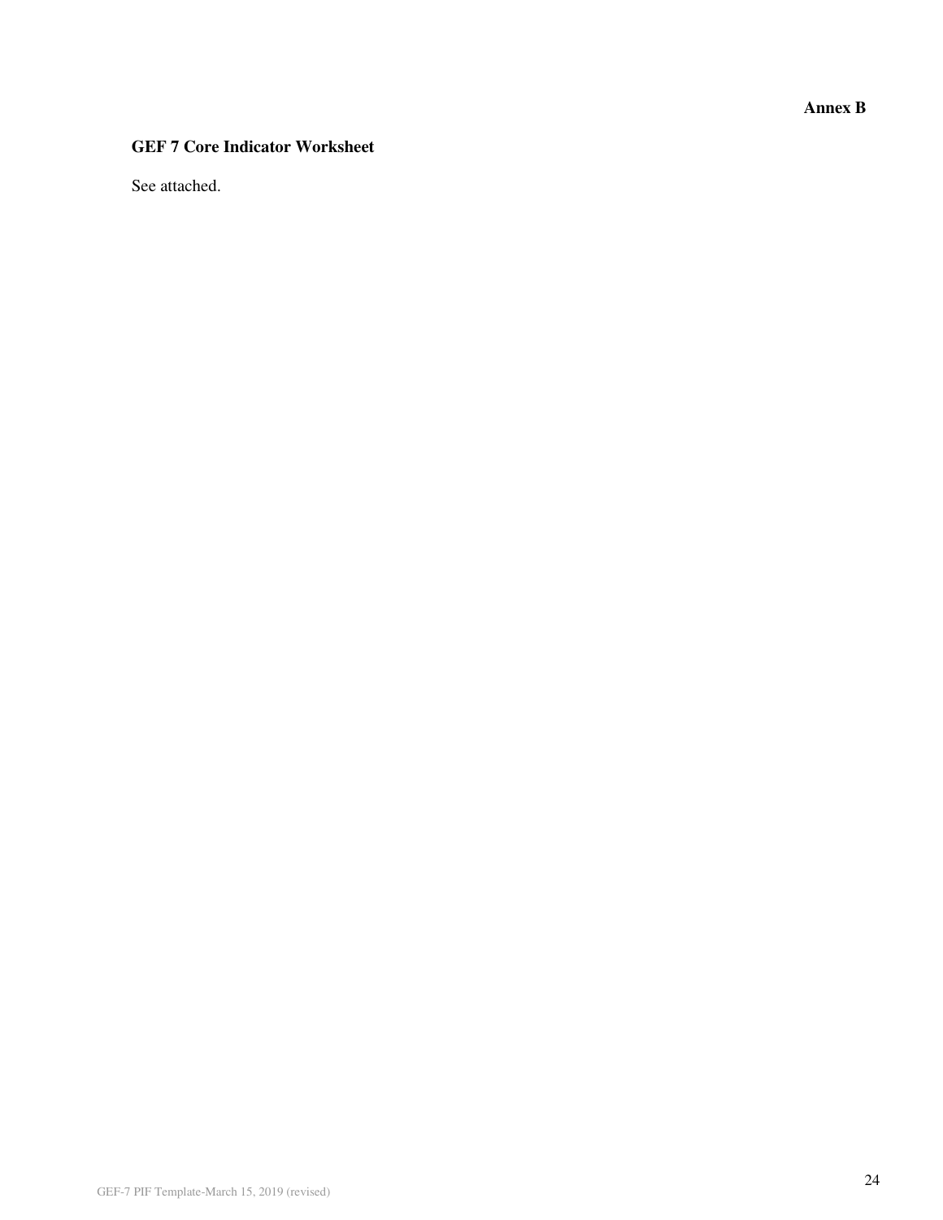**Annex B**

**GEF 7 Core Indicator Worksheet**

See attached.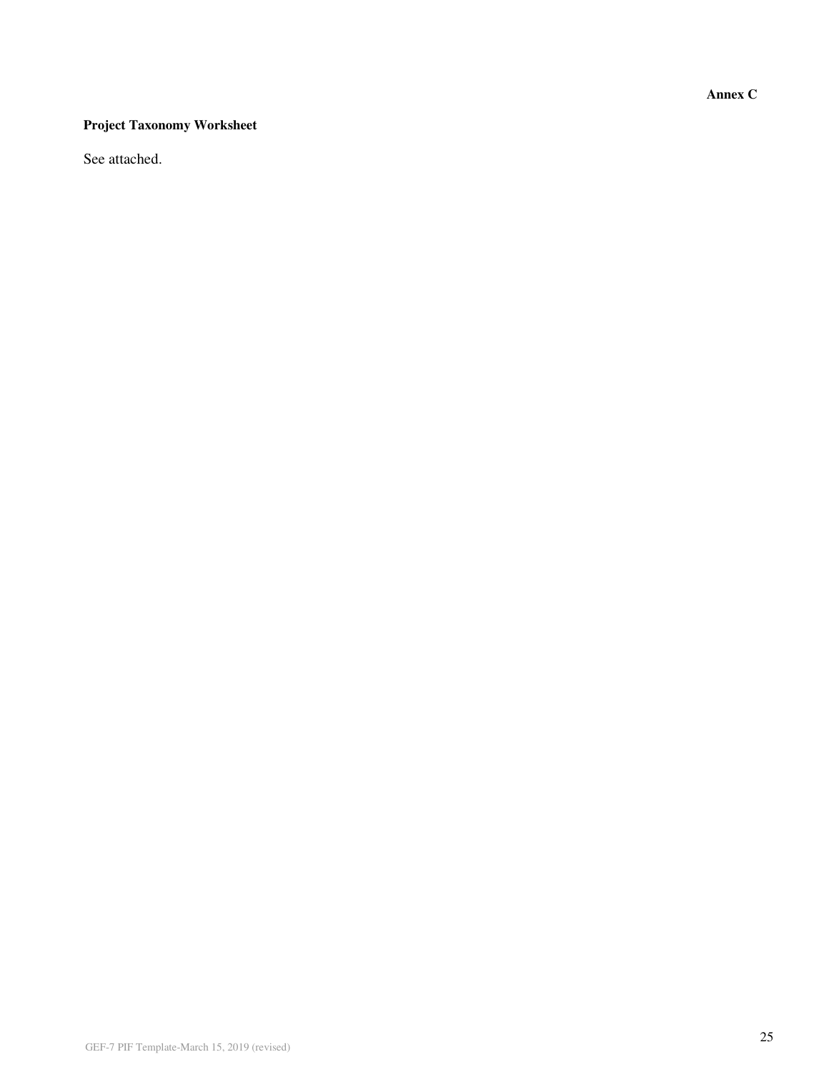**Annex C**

**Project Taxonomy Worksheet**

See attached.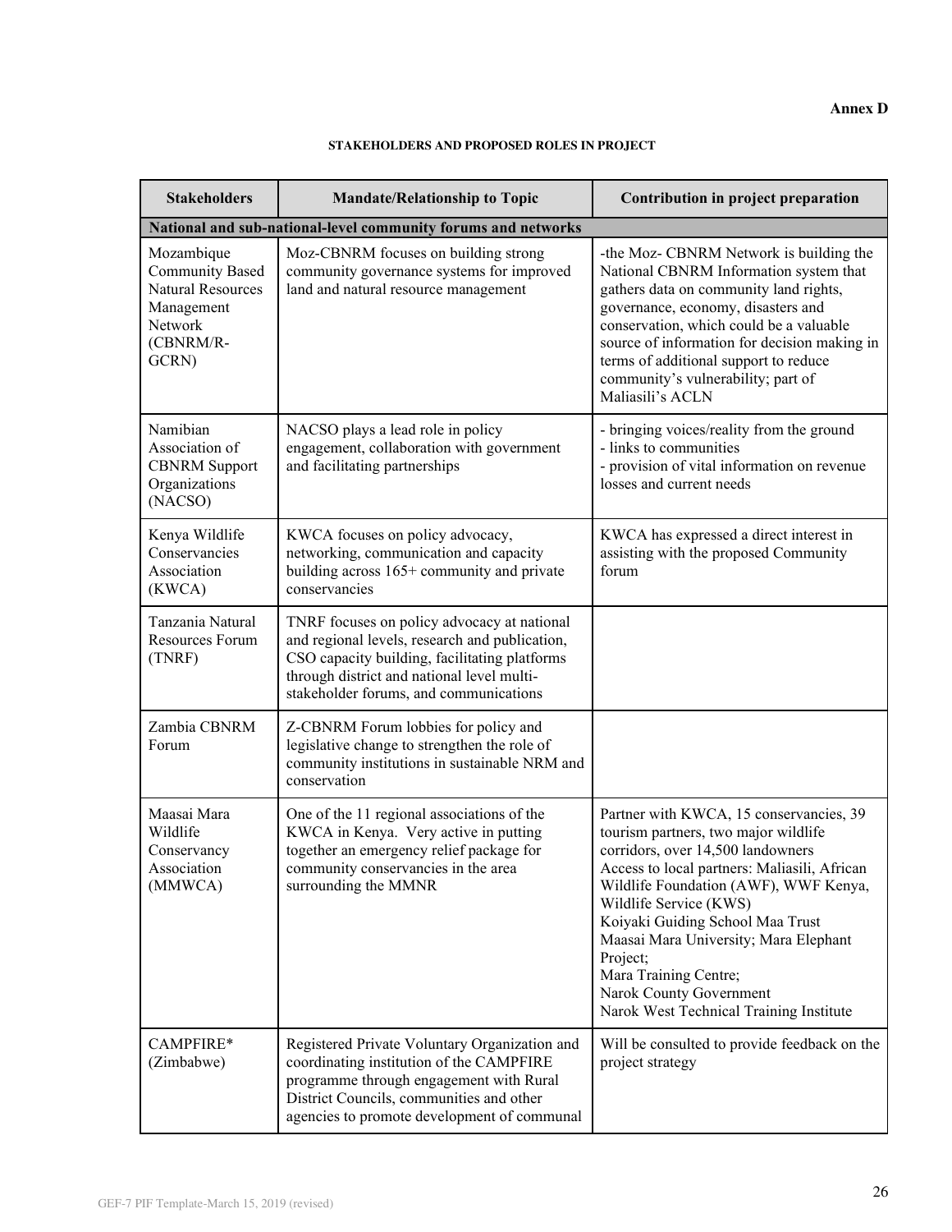**Annex D**

**STAKEHOLDERS AND PROPOSED ROLES IN PROJECT**

| Stakeholders | Mandate/Relationship to Topic | Contribution in project preparation |
|---|---|---|
| **National and sub-national-level community forums and networks** | | |
| Mozambique Community Based Natural Resources Management Network (CBNRM/R-GCRN) | Moz-CBNRM focuses on building strong community governance systems for improved land and natural resource management | -the Moz- CBNRM Network is building the National CBNRM Information system that gathers data on community land rights, governance, economy, disasters and conservation, which could be a valuable source of information for decision making in terms of additional support to reduce community's vulnerability; part of Maliasili's ACLN |
| Namibian Association of CBNRM Support Organizations (NACSO) | NACSO plays a lead role in policy engagement, collaboration with government and facilitating partnerships | - bringing voices/reality from the ground<br>- links to communities<br>- provision of vital information on revenue losses and current needs |
| Kenya Wildlife Conservancies Association (KWCA) | KWCA focuses on policy advocacy, networking, communication and capacity building across 165+ community and private conservancies | KWCA has expressed a direct interest in assisting with the proposed Community forum |
| Tanzania Natural Resources Forum (TNRF) | TNRF focuses on policy advocacy at national and regional levels, research and publication, CSO capacity building, facilitating platforms through district and national level multi-stakeholder forums, and communications | |
| Zambia CBNRM Forum | Z-CBNRM Forum lobbies for policy and legislative change to strengthen the role of community institutions in sustainable NRM and conservation | |
| Maasai Mara Wildlife Conservancy Association (MMWCA) | One of the 11 regional associations of the KWCA in Kenya. Very active in putting together an emergency relief package for community conservancies in the area surrounding the MMNR | Partner with KWCA, 15 conservancies, 39 tourism partners, two major wildlife corridors, over 14,500 landowners<br>Access to local partners: Maliasili, African Wildlife Foundation (AWF), WWF Kenya, Wildlife Service (KWS)<br>Koiyaki Guiding School Maa Trust<br>Maasai Mara University; Mara Elephant Project;<br>Mara Training Centre;<br>Narok County Government<br>Narok West Technical Training Institute |
| CAMPFIRE* (Zimbabwe) | Registered Private Voluntary Organization and coordinating institution of the CAMPFIRE programme through engagement with Rural District Councils, communities and other agencies to promote development of communal | Will be consulted to provide feedback on the project strategy |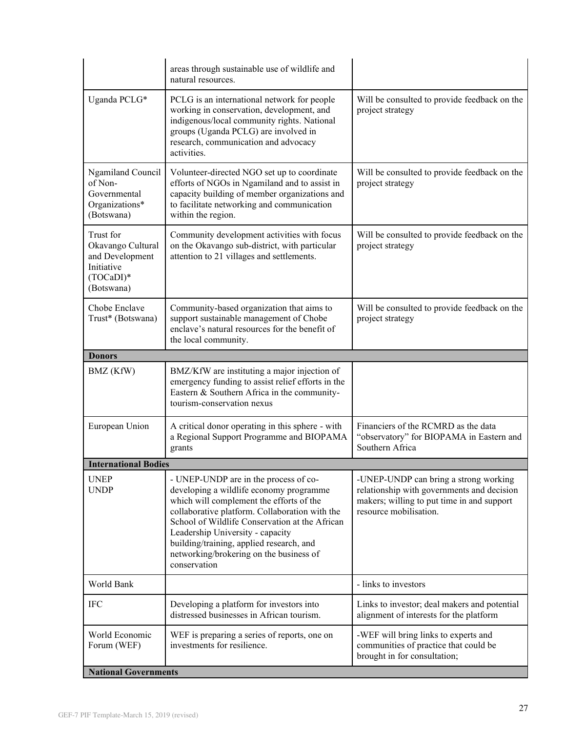| | | |
|---|---|---|
| | areas through sustainable use of wildlife and natural resources. | |
| Uganda PCLG* | PCLG is an international network for people working in conservation, development, and indigenous/local community rights. National groups (Uganda PCLG) are involved in research, communication and advocacy activities. | Will be consulted to provide feedback on the project strategy |
| Ngamiland Council of Non-Governmental Organizations* (Botswana) | Volunteer-directed NGO set up to coordinate efforts of NGOs in Ngamiland and to assist in capacity building of member organizations and to facilitate networking and communication within the region. | Will be consulted to provide feedback on the project strategy |
| Trust for Okavango Cultural and Development Initiative (TOCaDI)* (Botswana) | Community development activities with focus on the Okavango sub-district, with particular attention to 21 villages and settlements. | Will be consulted to provide feedback on the project strategy |
| Chobe Enclave Trust* (Botswana) | Community-based organization that aims to support sustainable management of Chobe enclave's natural resources for the benefit of the local community. | Will be consulted to provide feedback on the project strategy |
| **Donors** | | |
| BMZ (KfW) | BMZ/KfW are instituting a major injection of emergency funding to assist relief efforts in the Eastern & Southern Africa in the community-tourism-conservation nexus | |
| European Union | A critical donor operating in this sphere - with a Regional Support Programme and BIOPAMA grants | Financiers of the RCMRD as the data "observatory" for BIOPAMA in Eastern and Southern Africa |
| **International Bodies** | | |
| UNEP<br>UNDP | - UNEP-UNDP are in the process of co-developing a wildlife economy programme which will complement the efforts of the collaborative platform. Collaboration with the School of Wildlife Conservation at the African Leadership University - capacity building/training, applied research, and networking/brokering on the business of conservation | -UNEP-UNDP can bring a strong working relationship with governments and decision makers; willing to put time in and support resource mobilisation. |
| World Bank | | - links to investors |
| IFC | Developing a platform for investors into distressed businesses in African tourism. | Links to investor; deal makers and potential alignment of interests for the platform |
| World Economic Forum (WEF) | WEF is preparing a series of reports, one on investments for resilience. | -WEF will bring links to experts and communities of practice that could be brought in for consultation; |
| **National Governments** | | |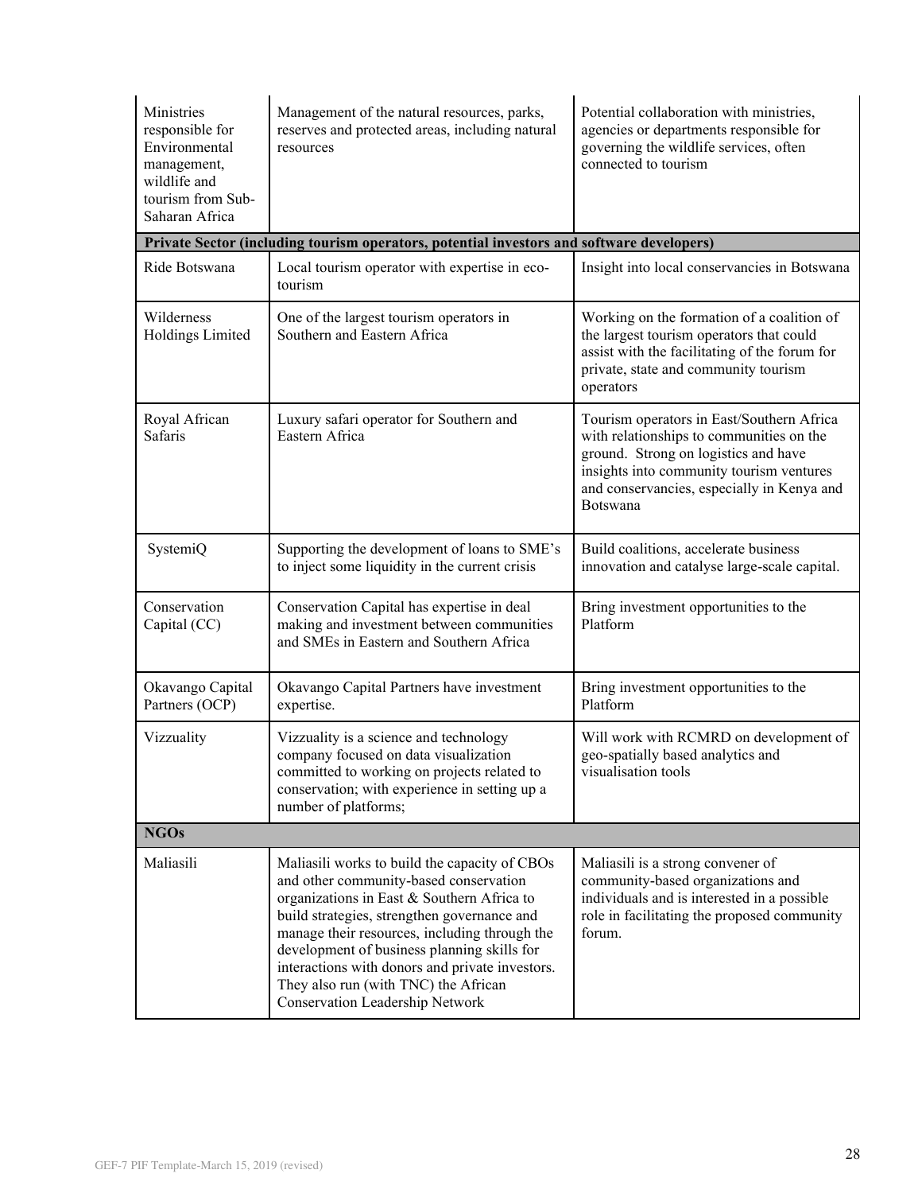| | | |
|---|---|---|
| Ministries responsible for Environmental management, wildlife and tourism from Sub-Saharan Africa | Management of the natural resources, parks, reserves and protected areas, including natural resources | Potential collaboration with ministries, agencies or departments responsible for governing the wildlife services, often connected to tourism |
| **Private Sector (including tourism operators, potential investors and software developers)** | | |
| Ride Botswana | Local tourism operator with expertise in eco-tourism | Insight into local conservancies in Botswana |
| Wilderness Holdings Limited | One of the largest tourism operators in Southern and Eastern Africa | Working on the formation of a coalition of the largest tourism operators that could assist with the facilitating of the forum for private, state and community tourism operators |
| Royal African Safaris | Luxury safari operator for Southern and Eastern Africa | Tourism operators in East/Southern Africa with relationships to communities on the ground. Strong on logistics and have insights into community tourism ventures and conservancies, especially in Kenya and Botswana |
| SystemiQ | Supporting the development of loans to SME's to inject some liquidity in the current crisis | Build coalitions, accelerate business innovation and catalyse large-scale capital. |
| Conservation Capital (CC) | Conservation Capital has expertise in deal making and investment between communities and SMEs in Eastern and Southern Africa | Bring investment opportunities to the Platform |
| Okavango Capital Partners (OCP) | Okavango Capital Partners have investment expertise. | Bring investment opportunities to the Platform |
| Vizzuality | Vizzuality is a science and technology company focused on data visualization committed to working on projects related to conservation; with experience in setting up a number of platforms; | Will work with RCMRD on development of geo-spatially based analytics and visualisation tools |
| **NGOs** | | |
| Maliasili | Maliasili works to build the capacity of CBOs and other community-based conservation organizations in East & Southern Africa to build strategies, strengthen governance and manage their resources, including through the development of business planning skills for interactions with donors and private investors. They also run (with TNC) the African Conservation Leadership Network | Maliasili is a strong convener of community-based organizations and individuals and is interested in a possible role in facilitating the proposed community forum. |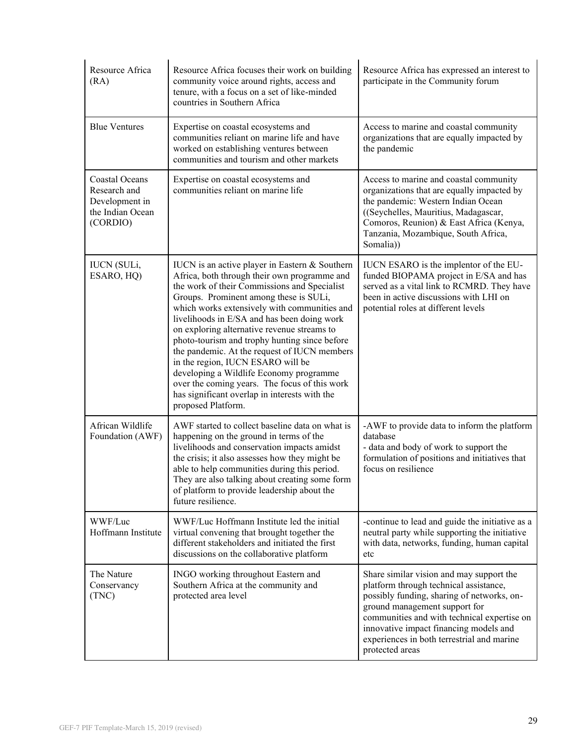| Resource Africa (RA) | Resource Africa focuses their work on building community voice around rights, access and tenure, with a focus on a set of like-minded countries in Southern Africa | Resource Africa has expressed an interest to participate in the Community forum |
|---|---|---|
| Blue Ventures | Expertise on coastal ecosystems and communities reliant on marine life and have worked on establishing ventures between communities and tourism and other markets | Access to marine and coastal community organizations that are equally impacted by the pandemic |
| Coastal Oceans Research and Development in the Indian Ocean (CORDIO) | Expertise on coastal ecosystems and communities reliant on marine life | Access to marine and coastal community organizations that are equally impacted by the pandemic: Western Indian Ocean ((Seychelles, Mauritius, Madagascar, Comoros, Reunion) & East Africa (Kenya, Tanzania, Mozambique, South Africa, Somalia)) |
| IUCN (SULi, ESARO, HQ) | IUCN is an active player in Eastern & Southern Africa, both through their own programme and the work of their Commissions and Specialist Groups. Prominent among these is SULi, which works extensively with communities and livelihoods in E/SA and has been doing work on exploring alternative revenue streams to photo-tourism and trophy hunting since before the pandemic. At the request of IUCN members in the region, IUCN ESARO will be developing a Wildlife Economy programme over the coming years. The focus of this work has significant overlap in interests with the proposed Platform. | IUCN ESARO is the implentor of the EU-funded BIOPAMA project in E/SA and has served as a vital link to RCMRD. They have been in active discussions with LHI on potential roles at different levels |
| African Wildlife Foundation (AWF) | AWF started to collect baseline data on what is happening on the ground in terms of the livelihoods and conservation impacts amidst the crisis; it also assesses how they might be able to help communities during this period. They are also talking about creating some form of platform to provide leadership about the future resilience. | -AWF to provide data to inform the platform database<br>- data and body of work to support the formulation of positions and initiatives that focus on resilience |
| WWF/Luc Hoffmann Institute | WWF/Luc Hoffmann Institute led the initial virtual convening that brought together the different stakeholders and initiated the first discussions on the collaborative platform | -continue to lead and guide the initiative as a neutral party while supporting the initiative with data, networks, funding, human capital etc |
| The Nature Conservancy (TNC) | INGO working throughout Eastern and Southern Africa at the community and protected area level | Share similar vision and may support the platform through technical assistance, possibly funding, sharing of networks, on-ground management support for communities and with technical expertise on innovative impact financing models and experiences in both terrestrial and marine protected areas |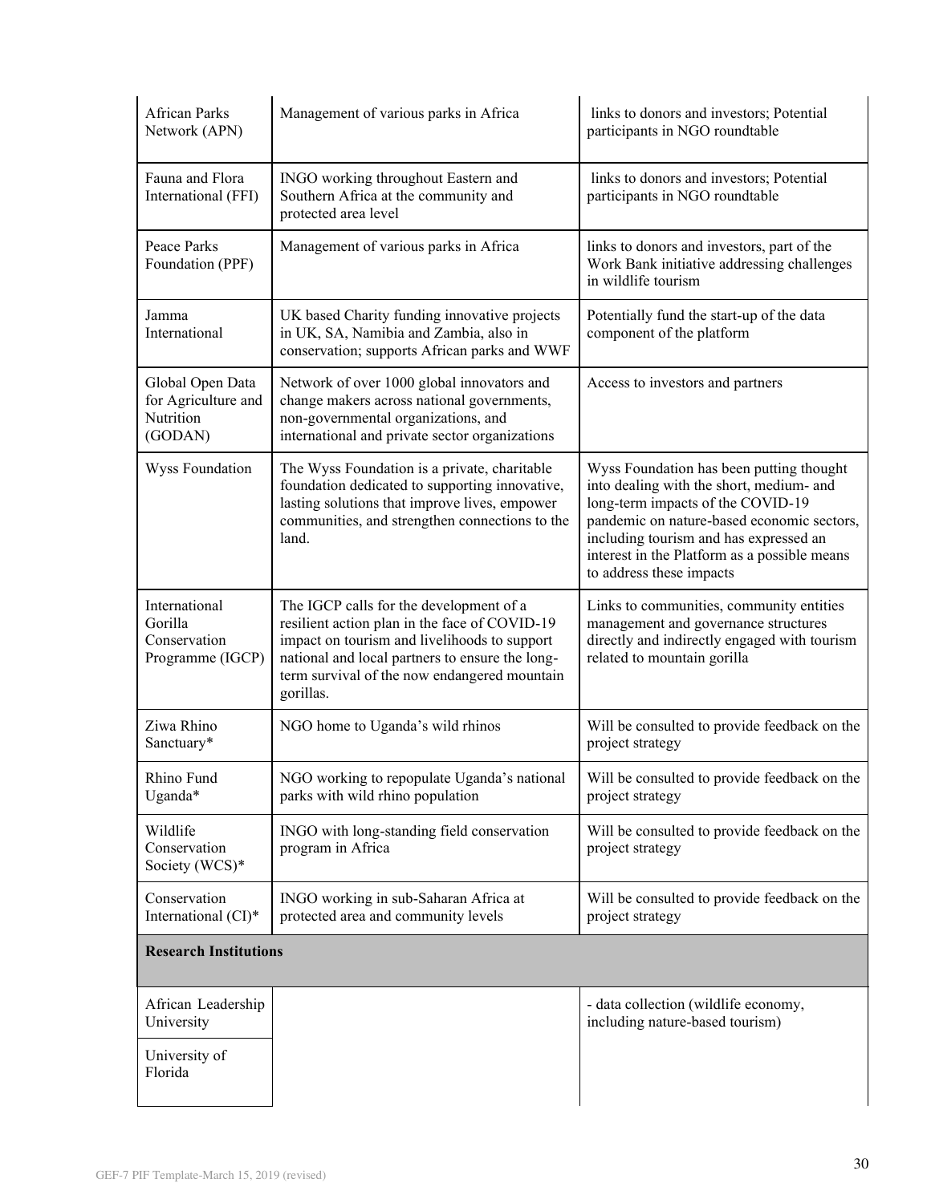| | | |
|---|---|---|
| African Parks Network (APN) | Management of various parks in Africa | links to donors and investors; Potential participants in NGO roundtable |
| Fauna and Flora International (FFI) | INGO working throughout Eastern and Southern Africa at the community and protected area level | links to donors and investors; Potential participants in NGO roundtable |
| Peace Parks Foundation (PPF) | Management of various parks in Africa | links to donors and investors, part of the Work Bank initiative addressing challenges in wildlife tourism |
| Jamma International | UK based Charity funding innovative projects in UK, SA, Namibia and Zambia, also in conservation; supports African parks and WWF | Potentially fund the start-up of the data component of the platform |
| Global Open Data for Agriculture and Nutrition (GODAN) | Network of over 1000 global innovators and change makers across national governments, non-governmental organizations, and international and private sector organizations | Access to investors and partners |
| Wyss Foundation | The Wyss Foundation is a private, charitable foundation dedicated to supporting innovative, lasting solutions that improve lives, empower communities, and strengthen connections to the land. | Wyss Foundation has been putting thought into dealing with the short, medium- and long-term impacts of the COVID-19 pandemic on nature-based economic sectors, including tourism and has expressed an interest in the Platform as a possible means to address these impacts |
| International Gorilla Conservation Programme (IGCP) | The IGCP calls for the development of a resilient action plan in the face of COVID-19 impact on tourism and livelihoods to support national and local partners to ensure the long-term survival of the now endangered mountain gorillas. | Links to communities, community entities management and governance structures directly and indirectly engaged with tourism related to mountain gorilla |
| Ziwa Rhino Sanctuary* | NGO home to Uganda's wild rhinos | Will be consulted to provide feedback on the project strategy |
| Rhino Fund Uganda* | NGO working to repopulate Uganda's national parks with wild rhino population | Will be consulted to provide feedback on the project strategy |
| Wildlife Conservation Society (WCS)* | INGO with long-standing field conservation program in Africa | Will be consulted to provide feedback on the project strategy |
| Conservation International (CI)* | INGO working in sub-Saharan Africa at protected area and community levels | Will be consulted to provide feedback on the project strategy |
| **Research Institutions** | | |
| African Leadership University | | - data collection (wildlife economy, including nature-based tourism) |
| University of Florida | | |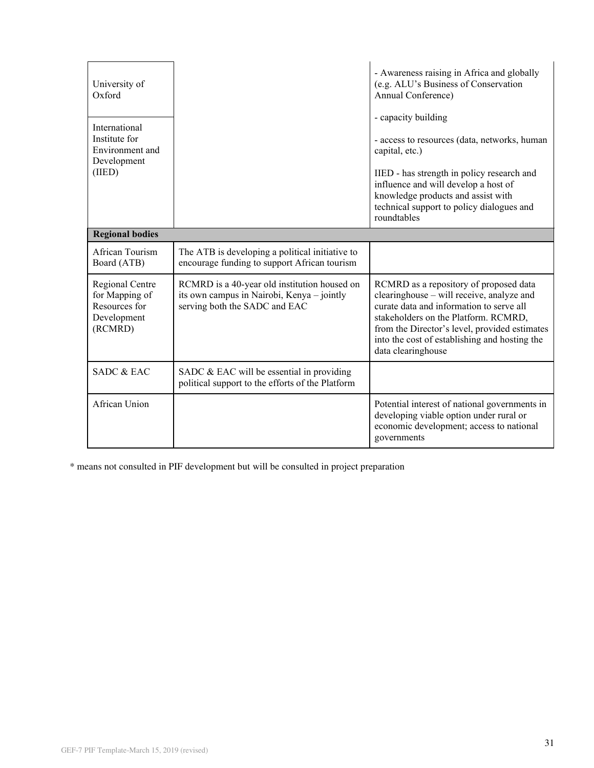| | | |
|---|---|---|
| University of Oxford<br><br>International Institute for Environment and Development (IIED) | | - Awareness raising in Africa and globally (e.g. ALU's Business of Conservation Annual Conference)<br><br>- capacity building<br><br>- access to resources (data, networks, human capital, etc.)<br><br>IIED - has strength in policy research and influence and will develop a host of knowledge products and assist with technical support to policy dialogues and roundtables |
| **Regional bodies** | | |
| African Tourism Board (ATB) | The ATB is developing a political initiative to encourage funding to support African tourism | |
| Regional Centre for Mapping of Resources for Development (RCMRD) | RCMRD is a 40-year old institution housed on its own campus in Nairobi, Kenya – jointly serving both the SADC and EAC | RCMRD as a repository of proposed data clearinghouse – will receive, analyze and curate data and information to serve all stakeholders on the Platform. RCMRD, from the Director's level, provided estimates into the cost of establishing and hosting the data clearinghouse |
| SADC & EAC | SADC & EAC will be essential in providing political support to the efforts of the Platform | |
| African Union | | Potential interest of national governments in developing viable option under rural or economic development; access to national governments |

* means not consulted in PIF development but will be consulted in project preparation